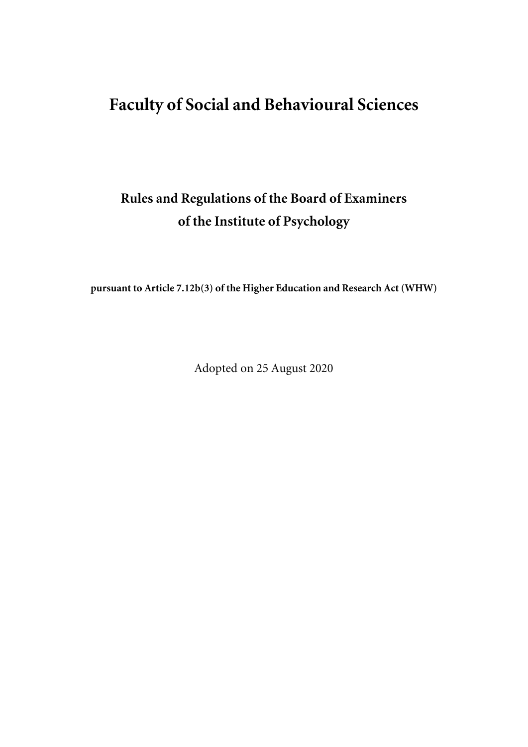# Faculty of Social and Behavioural Sciences

## Rules and Regulations of the Board of Examiners of the Institute of Psychology

**pursuant to Article 7.12b(3) of the Higher Education and Research Act (WHW)**

Adopted on 25 August 2020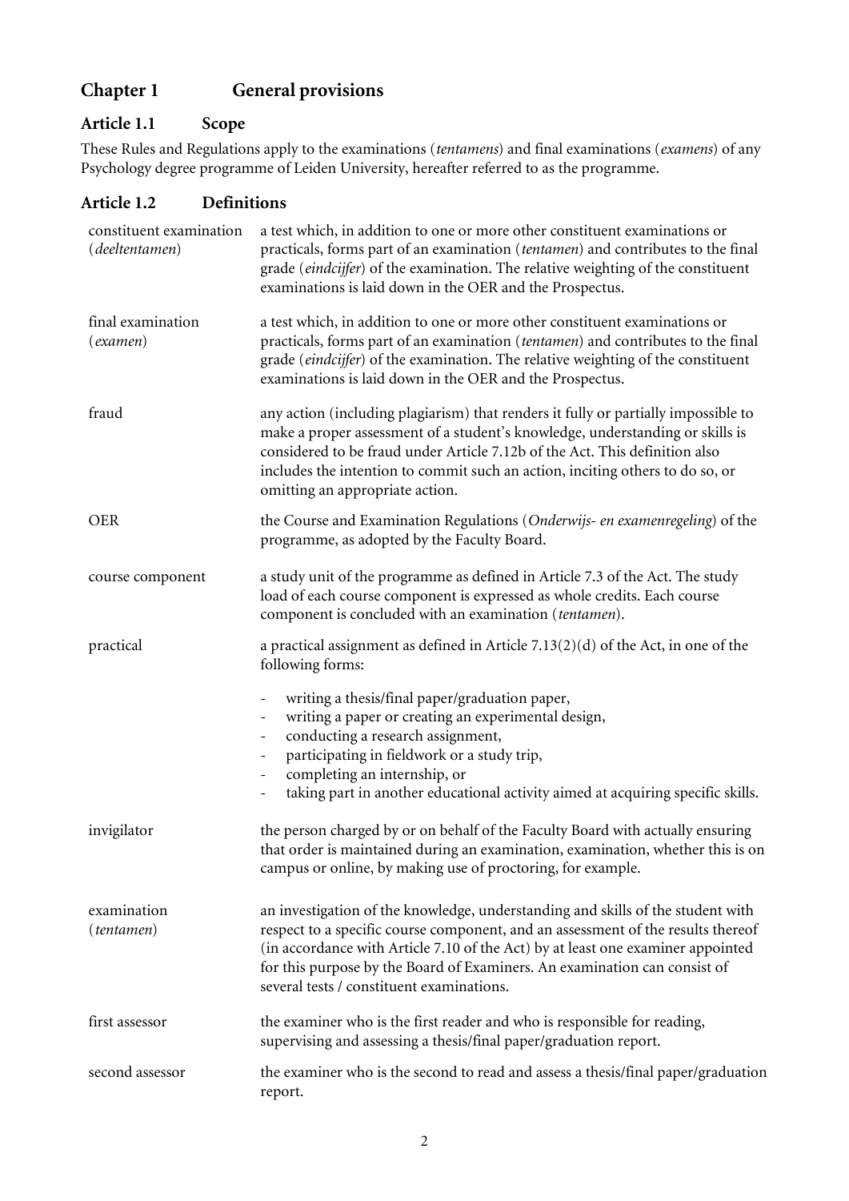# Chapter 1 General provisions

## Article 1.1 Scope

These Rules and Regulations apply to the examinations (*tentamens*) and final examinations (*examens*) of any Psychology degree programme of Leiden University, hereafter referred to as the programme.

## Article 1.2 Definitions

| | |
|---|---|
| constituent examination (*deeltentamen*) | a test which, in addition to one or more other constituent examinations or practicals, forms part of an examination (*tentamen*) and contributes to the final grade (*eindcijfer*) of the examination. The relative weighting of the constituent examinations is laid down in the OER and the Prospectus. |
| final examination (*examen*) | a test which, in addition to one or more other constituent examinations or practicals, forms part of an examination (*tentamen*) and contributes to the final grade (*eindcijfer*) of the examination. The relative weighting of the constituent examinations is laid down in the OER and the Prospectus. |
| fraud | any action (including plagiarism) that renders it fully or partially impossible to make a proper assessment of a student's knowledge, understanding or skills is considered to be fraud under Article 7.12b of the Act. This definition also includes the intention to commit such an action, inciting others to do so, or omitting an appropriate action. |
| OER | the Course and Examination Regulations (*Onderwijs- en examenregeling*) of the programme, as adopted by the Faculty Board. |
| course component | a study unit of the programme as defined in Article 7.3 of the Act. The study load of each course component is expressed as whole credits. Each course component is concluded with an examination (*tentamen*). |
| practical | a practical assignment as defined in Article 7.13(2)(d) of the Act, in one of the following forms:<br>- writing a thesis/final paper/graduation paper,<br>- writing a paper or creating an experimental design,<br>- conducting a research assignment,<br>- participating in fieldwork or a study trip,<br>- completing an internship, or<br>- taking part in another educational activity aimed at acquiring specific skills. |
| invigilator | the person charged by or on behalf of the Faculty Board with actually ensuring that order is maintained during an examination, examination, whether this is on campus or online, by making use of proctoring, for example. |
| examination (*tentamen*) | an investigation of the knowledge, understanding and skills of the student with respect to a specific course component, and an assessment of the results thereof (in accordance with Article 7.10 of the Act) by at least one examiner appointed for this purpose by the Board of Examiners. An examination can consist of several tests / constituent examinations. |
| first assessor | the examiner who is the first reader and who is responsible for reading, supervising and assessing a thesis/final paper/graduation report. |
| second assessor | the examiner who is the second to read and assess a thesis/final paper/graduation report. |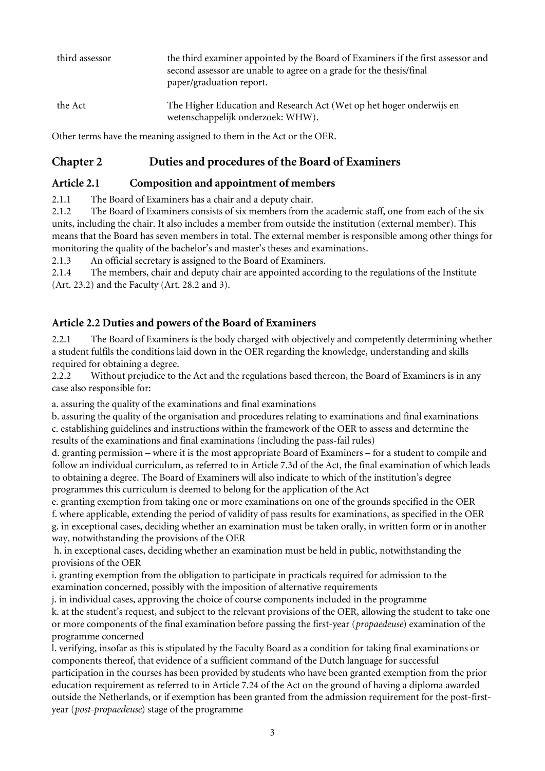| | |
|---|---|
| third assessor | the third examiner appointed by the Board of Examiners if the first assessor and second assessor are unable to agree on a grade for the thesis/final paper/graduation report. |
| the Act | The Higher Education and Research Act (Wet op het hoger onderwijs en wetenschappelijk onderzoek: WHW). |

Other terms have the meaning assigned to them in the Act or the OER.

## Chapter 2 Duties and procedures of the Board of Examiners

### Article 2.1 Composition and appointment of members

2.1.1 The Board of Examiners has a chair and a deputy chair.

2.1.2 The Board of Examiners consists of six members from the academic staff, one from each of the six units, including the chair. It also includes a member from outside the institution (external member). This means that the Board has seven members in total. The external member is responsible among other things for monitoring the quality of the bachelor's and master's theses and examinations.

2.1.3 An official secretary is assigned to the Board of Examiners.

2.1.4 The members, chair and deputy chair are appointed according to the regulations of the Institute (Art. 23.2) and the Faculty (Art. 28.2 and 3).

### Article 2.2 Duties and powers of the Board of Examiners

2.2.1 The Board of Examiners is the body charged with objectively and competently determining whether a student fulfils the conditions laid down in the OER regarding the knowledge, understanding and skills required for obtaining a degree.

2.2.2 Without prejudice to the Act and the regulations based thereon, the Board of Examiners is in any case also responsible for:

a. assuring the quality of the examinations and final examinations
b. assuring the quality of the organisation and procedures relating to examinations and final examinations
c. establishing guidelines and instructions within the framework of the OER to assess and determine the results of the examinations and final examinations (including the pass-fail rules)
d. granting permission – where it is the most appropriate Board of Examiners – for a student to compile and follow an individual curriculum, as referred to in Article 7.3d of the Act, the final examination of which leads to obtaining a degree. The Board of Examiners will also indicate to which of the institution's degree programmes this curriculum is deemed to belong for the application of the Act
e. granting exemption from taking one or more examinations on one of the grounds specified in the OER
f. where applicable, extending the period of validity of pass results for examinations, as specified in the OER
g. in exceptional cases, deciding whether an examination must be taken orally, in written form or in another way, notwithstanding the provisions of the OER
h. in exceptional cases, deciding whether an examination must be held in public, notwithstanding the provisions of the OER
i. granting exemption from the obligation to participate in practicals required for admission to the examination concerned, possibly with the imposition of alternative requirements
j. in individual cases, approving the choice of course components included in the programme
k. at the student's request, and subject to the relevant provisions of the OER, allowing the student to take one or more components of the final examination before passing the first-year (*propaedeuse*) examination of the programme concerned
l. verifying, insofar as this is stipulated by the Faculty Board as a condition for taking final examinations or components thereof, that evidence of a sufficient command of the Dutch language for successful participation in the courses has been provided by students who have been granted exemption from the prior education requirement as referred to in Article 7.24 of the Act on the ground of having a diploma awarded outside the Netherlands, or if exemption has been granted from the admission requirement for the post-first-year (*post-propaedeuse*) stage of the programme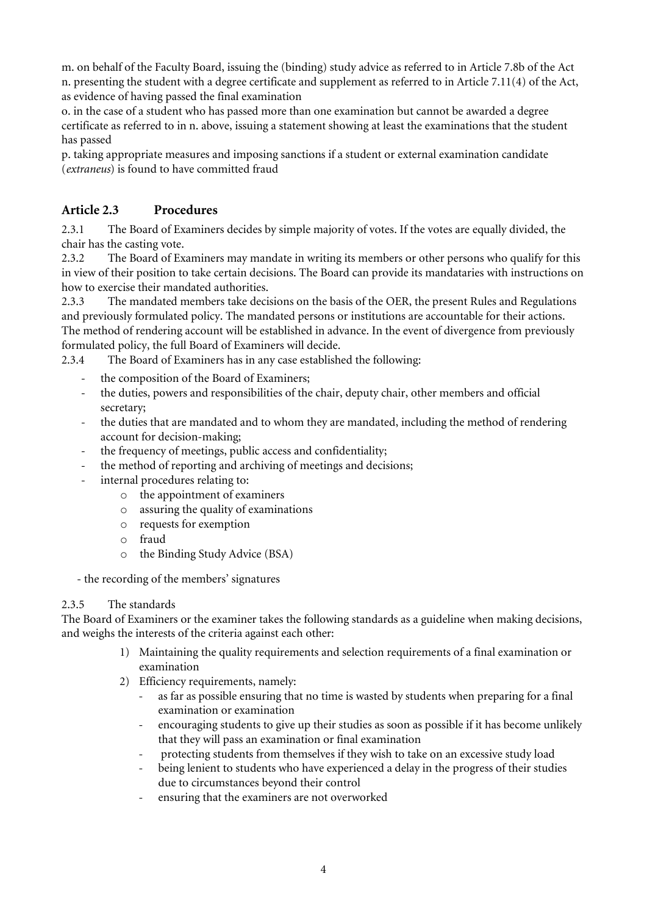m. on behalf of the Faculty Board, issuing the (binding) study advice as referred to in Article 7.8b of the Act
n. presenting the student with a degree certificate and supplement as referred to in Article 7.11(4) of the Act, as evidence of having passed the final examination
o. in the case of a student who has passed more than one examination but cannot be awarded a degree certificate as referred to in n. above, issuing a statement showing at least the examinations that the student has passed
p. taking appropriate measures and imposing sanctions if a student or external examination candidate (*extraneus*) is found to have committed fraud

## Article 2.3 Procedures

2.3.1 The Board of Examiners decides by simple majority of votes. If the votes are equally divided, the chair has the casting vote.
2.3.2 The Board of Examiners may mandate in writing its members or other persons who qualify for this in view of their position to take certain decisions. The Board can provide its mandataries with instructions on how to exercise their mandated authorities.
2.3.3 The mandated members take decisions on the basis of the OER, the present Rules and Regulations and previously formulated policy. The mandated persons or institutions are accountable for their actions. The method of rendering account will be established in advance. In the event of divergence from previously formulated policy, the full Board of Examiners will decide.
2.3.4 The Board of Examiners has in any case established the following:

- the composition of the Board of Examiners;
- the duties, powers and responsibilities of the chair, deputy chair, other members and official secretary;
- the duties that are mandated and to whom they are mandated, including the method of rendering account for decision-making;
- the frequency of meetings, public access and confidentiality;
- the method of reporting and archiving of meetings and decisions;
- internal procedures relating to:
  - the appointment of examiners
  - assuring the quality of examinations
  - requests for exemption
  - fraud
  - the Binding Study Advice (BSA)
- the recording of the members' signatures

2.3.5 The standards
The Board of Examiners or the examiner takes the following standards as a guideline when making decisions, and weighs the interests of the criteria against each other:

1) Maintaining the quality requirements and selection requirements of a final examination or examination
2) Efficiency requirements, namely:
   - as far as possible ensuring that no time is wasted by students when preparing for a final examination or examination
   - encouraging students to give up their studies as soon as possible if it has become unlikely that they will pass an examination or final examination
   - protecting students from themselves if they wish to take on an excessive study load
   - being lenient to students who have experienced a delay in the progress of their studies due to circumstances beyond their control
   - ensuring that the examiners are not overworked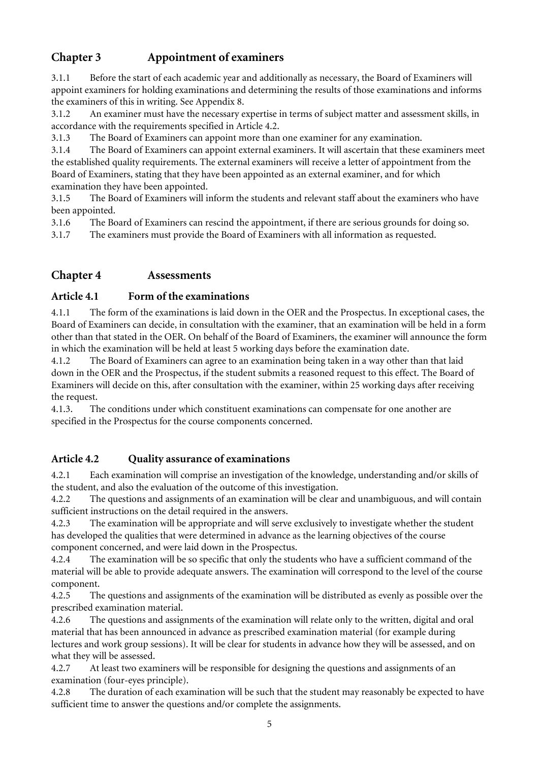## Chapter 3 Appointment of examiners

3.1.1 Before the start of each academic year and additionally as necessary, the Board of Examiners will appoint examiners for holding examinations and determining the results of those examinations and informs the examiners of this in writing. See Appendix 8.

3.1.2 An examiner must have the necessary expertise in terms of subject matter and assessment skills, in accordance with the requirements specified in Article 4.2.

3.1.3 The Board of Examiners can appoint more than one examiner for any examination.

3.1.4 The Board of Examiners can appoint external examiners. It will ascertain that these examiners meet the established quality requirements. The external examiners will receive a letter of appointment from the Board of Examiners, stating that they have been appointed as an external examiner, and for which examination they have been appointed.

3.1.5 The Board of Examiners will inform the students and relevant staff about the examiners who have been appointed.

3.1.6 The Board of Examiners can rescind the appointment, if there are serious grounds for doing so.

3.1.7 The examiners must provide the Board of Examiners with all information as requested.

## Chapter 4 Assessments

### Article 4.1 Form of the examinations

4.1.1 The form of the examinations is laid down in the OER and the Prospectus. In exceptional cases, the Board of Examiners can decide, in consultation with the examiner, that an examination will be held in a form other than that stated in the OER. On behalf of the Board of Examiners, the examiner will announce the form in which the examination will be held at least 5 working days before the examination date.

4.1.2 The Board of Examiners can agree to an examination being taken in a way other than that laid down in the OER and the Prospectus, if the student submits a reasoned request to this effect. The Board of Examiners will decide on this, after consultation with the examiner, within 25 working days after receiving the request.

4.1.3. The conditions under which constituent examinations can compensate for one another are specified in the Prospectus for the course components concerned.

### Article 4.2 Quality assurance of examinations

4.2.1 Each examination will comprise an investigation of the knowledge, understanding and/or skills of the student, and also the evaluation of the outcome of this investigation.

4.2.2 The questions and assignments of an examination will be clear and unambiguous, and will contain sufficient instructions on the detail required in the answers.

4.2.3 The examination will be appropriate and will serve exclusively to investigate whether the student has developed the qualities that were determined in advance as the learning objectives of the course component concerned, and were laid down in the Prospectus.

4.2.4 The examination will be so specific that only the students who have a sufficient command of the material will be able to provide adequate answers. The examination will correspond to the level of the course component.

4.2.5 The questions and assignments of the examination will be distributed as evenly as possible over the prescribed examination material.

4.2.6 The questions and assignments of the examination will relate only to the written, digital and oral material that has been announced in advance as prescribed examination material (for example during lectures and work group sessions). It will be clear for students in advance how they will be assessed, and on what they will be assessed.

4.2.7 At least two examiners will be responsible for designing the questions and assignments of an examination (four-eyes principle).

4.2.8 The duration of each examination will be such that the student may reasonably be expected to have sufficient time to answer the questions and/or complete the assignments.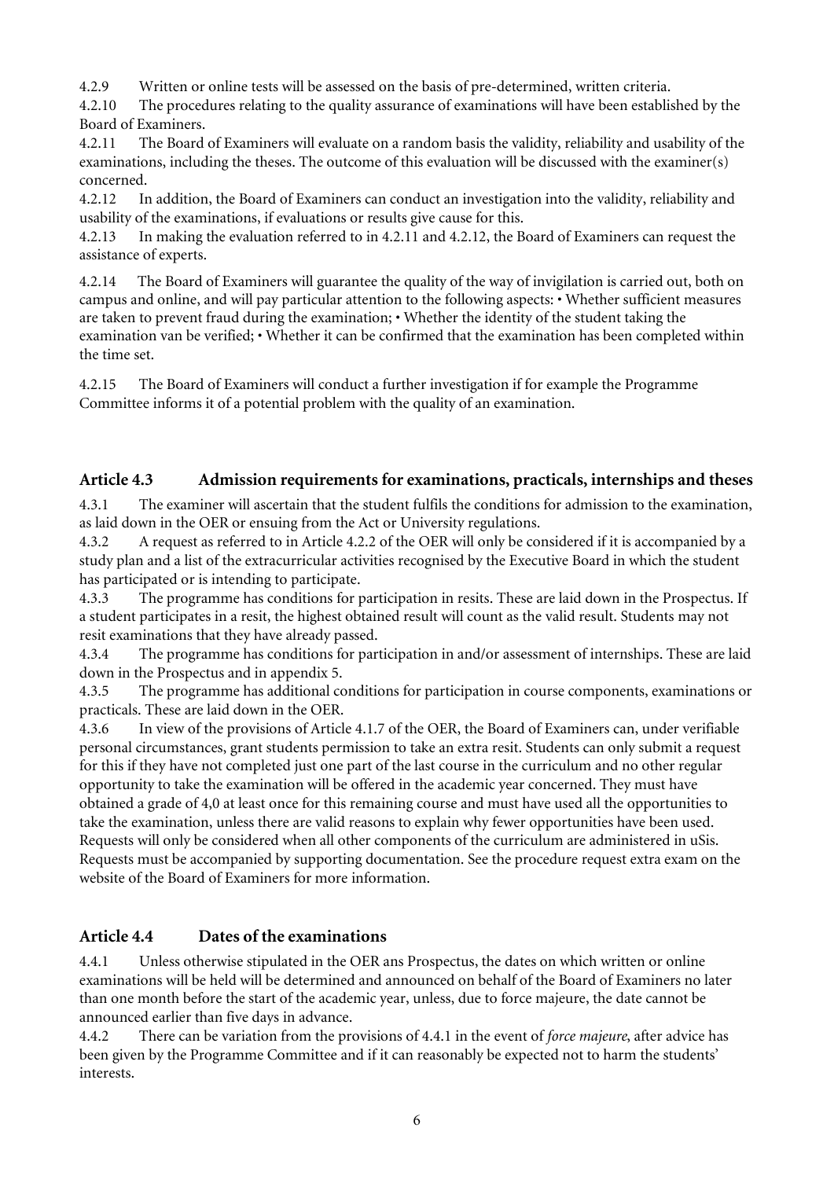4.2.9 Written or online tests will be assessed on the basis of pre-determined, written criteria.

4.2.10 The procedures relating to the quality assurance of examinations will have been established by the Board of Examiners.

4.2.11 The Board of Examiners will evaluate on a random basis the validity, reliability and usability of the examinations, including the theses. The outcome of this evaluation will be discussed with the examiner(s) concerned.

4.2.12 In addition, the Board of Examiners can conduct an investigation into the validity, reliability and usability of the examinations, if evaluations or results give cause for this.

4.2.13 In making the evaluation referred to in 4.2.11 and 4.2.12, the Board of Examiners can request the assistance of experts.

4.2.14 The Board of Examiners will guarantee the quality of the way of invigilation is carried out, both on campus and online, and will pay particular attention to the following aspects: • Whether sufficient measures are taken to prevent fraud during the examination; • Whether the identity of the student taking the examination van be verified; • Whether it can be confirmed that the examination has been completed within the time set.

4.2.15 The Board of Examiners will conduct a further investigation if for example the Programme Committee informs it of a potential problem with the quality of an examination.

## Article 4.3 Admission requirements for examinations, practicals, internships and theses

4.3.1 The examiner will ascertain that the student fulfils the conditions for admission to the examination, as laid down in the OER or ensuing from the Act or University regulations.

4.3.2 A request as referred to in Article 4.2.2 of the OER will only be considered if it is accompanied by a study plan and a list of the extracurricular activities recognised by the Executive Board in which the student has participated or is intending to participate.

4.3.3 The programme has conditions for participation in resits. These are laid down in the Prospectus. If a student participates in a resit, the highest obtained result will count as the valid result. Students may not resit examinations that they have already passed.

4.3.4 The programme has conditions for participation in and/or assessment of internships. These are laid down in the Prospectus and in appendix 5.

4.3.5 The programme has additional conditions for participation in course components, examinations or practicals. These are laid down in the OER.

4.3.6 In view of the provisions of Article 4.1.7 of the OER, the Board of Examiners can, under verifiable personal circumstances, grant students permission to take an extra resit. Students can only submit a request for this if they have not completed just one part of the last course in the curriculum and no other regular opportunity to take the examination will be offered in the academic year concerned. They must have obtained a grade of 4,0 at least once for this remaining course and must have used all the opportunities to take the examination, unless there are valid reasons to explain why fewer opportunities have been used. Requests will only be considered when all other components of the curriculum are administered in uSis. Requests must be accompanied by supporting documentation. See the procedure request extra exam on the website of the Board of Examiners for more information.

## Article 4.4 Dates of the examinations

4.4.1 Unless otherwise stipulated in the OER ans Prospectus, the dates on which written or online examinations will be held will be determined and announced on behalf of the Board of Examiners no later than one month before the start of the academic year, unless, due to force majeure, the date cannot be announced earlier than five days in advance.

4.4.2 There can be variation from the provisions of 4.4.1 in the event of *force majeure*, after advice has been given by the Programme Committee and if it can reasonably be expected not to harm the students' interests.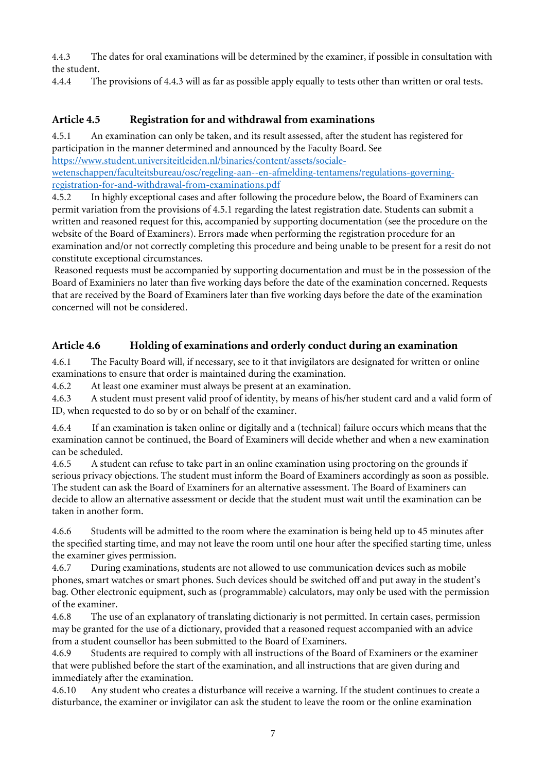4.4.3 The dates for oral examinations will be determined by the examiner, if possible in consultation with the student.

4.4.4 The provisions of 4.4.3 will as far as possible apply equally to tests other than written or oral tests.

## Article 4.5 Registration for and withdrawal from examinations

4.5.1 An examination can only be taken, and its result assessed, after the student has registered for participation in the manner determined and announced by the Faculty Board. See [https://www.student.universiteitleiden.nl/binaries/content/assets/sociale-wetenschappen/faculteitsbureau/osc/regeling-aan--en-afmelding-tentamens/regulations-governing-registration-for-and-withdrawal-from-examinations.pdf](https://www.student.universiteitleiden.nl/binaries/content/assets/sociale-wetenschappen/faculteitsbureau/osc/regeling-aan--en-afmelding-tentamens/regulations-governing-registration-for-and-withdrawal-from-examinations.pdf)

4.5.2 In highly exceptional cases and after following the procedure below, the Board of Examiners can permit variation from the provisions of 4.5.1 regarding the latest registration date. Students can submit a written and reasoned request for this, accompanied by supporting documentation (see the procedure on the website of the Board of Examiners). Errors made when performing the registration procedure for an examination and/or not correctly completing this procedure and being unable to be present for a resit do not constitute exceptional circumstances.

Reasoned requests must be accompanied by supporting documentation and must be in the possession of the Board of Examiniers no later than five working days before the date of the examination concerned. Requests that are received by the Board of Examiners later than five working days before the date of the examination concerned will not be considered.

## Article 4.6 Holding of examinations and orderly conduct during an examination

4.6.1 The Faculty Board will, if necessary, see to it that invigilators are designated for written or online examinations to ensure that order is maintained during the examination.

4.6.2 At least one examiner must always be present at an examination.

4.6.3 A student must present valid proof of identity, by means of his/her student card and a valid form of ID, when requested to do so by or on behalf of the examiner.

4.6.4 If an examination is taken online or digitally and a (technical) failure occurs which means that the examination cannot be continued, the Board of Examiners will decide whether and when a new examination can be scheduled.

4.6.5 A student can refuse to take part in an online examination using proctoring on the grounds if serious privacy objections. The student must inform the Board of Examiners accordingly as soon as possible. The student can ask the Board of Examiners for an alternative assessment. The Board of Examiners can decide to allow an alternative assessment or decide that the student must wait until the examination can be taken in another form.

4.6.6 Students will be admitted to the room where the examination is being held up to 45 minutes after the specified starting time, and may not leave the room until one hour after the specified starting time, unless the examiner gives permission.

4.6.7 During examinations, students are not allowed to use communication devices such as mobile phones, smart watches or smart phones. Such devices should be switched off and put away in the student's bag. Other electronic equipment, such as (programmable) calculators, may only be used with the permission of the examiner.

4.6.8 The use of an explanatory of translating dictionariy is not permitted. In certain cases, permission may be granted for the use of a dictionary, provided that a reasoned request accompanied with an advice from a student counsellor has been submitted to the Board of Examiners.

4.6.9 Students are required to comply with all instructions of the Board of Examiners or the examiner that were published before the start of the examination, and all instructions that are given during and immediately after the examination.

4.6.10 Any student who creates a disturbance will receive a warning. If the student continues to create a disturbance, the examiner or invigilator can ask the student to leave the room or the online examination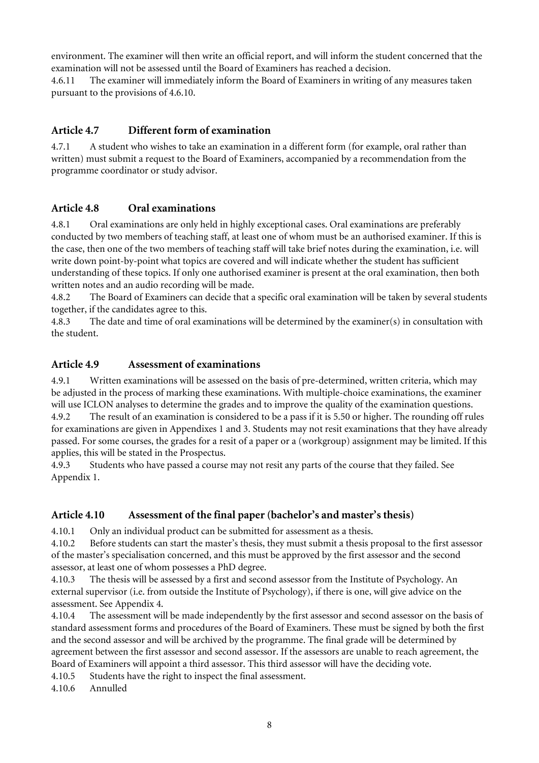environment. The examiner will then write an official report, and will inform the student concerned that the examination will not be assessed until the Board of Examiners has reached a decision.

4.6.11 The examiner will immediately inform the Board of Examiners in writing of any measures taken pursuant to the provisions of 4.6.10.

## Article 4.7 Different form of examination

4.7.1 A student who wishes to take an examination in a different form (for example, oral rather than written) must submit a request to the Board of Examiners, accompanied by a recommendation from the programme coordinator or study advisor.

## Article 4.8 Oral examinations

4.8.1 Oral examinations are only held in highly exceptional cases. Oral examinations are preferably conducted by two members of teaching staff, at least one of whom must be an authorised examiner. If this is the case, then one of the two members of teaching staff will take brief notes during the examination, i.e. will write down point-by-point what topics are covered and will indicate whether the student has sufficient understanding of these topics. If only one authorised examiner is present at the oral examination, then both written notes and an audio recording will be made.

4.8.2 The Board of Examiners can decide that a specific oral examination will be taken by several students together, if the candidates agree to this.

4.8.3 The date and time of oral examinations will be determined by the examiner(s) in consultation with the student.

## Article 4.9 Assessment of examinations

4.9.1 Written examinations will be assessed on the basis of pre-determined, written criteria, which may be adjusted in the process of marking these examinations. With multiple-choice examinations, the examiner will use ICLON analyses to determine the grades and to improve the quality of the examination questions.

4.9.2 The result of an examination is considered to be a pass if it is 5.50 or higher. The rounding off rules for examinations are given in Appendixes 1 and 3. Students may not resit examinations that they have already passed. For some courses, the grades for a resit of a paper or a (workgroup) assignment may be limited. If this applies, this will be stated in the Prospectus.

4.9.3 Students who have passed a course may not resit any parts of the course that they failed. See Appendix 1.

## Article 4.10 Assessment of the final paper (bachelor's and master's thesis)

4.10.1 Only an individual product can be submitted for assessment as a thesis.

4.10.2 Before students can start the master's thesis, they must submit a thesis proposal to the first assessor of the master's specialisation concerned, and this must be approved by the first assessor and the second assessor, at least one of whom possesses a PhD degree.

4.10.3 The thesis will be assessed by a first and second assessor from the Institute of Psychology. An external supervisor (i.e. from outside the Institute of Psychology), if there is one, will give advice on the assessment. See Appendix 4.

4.10.4 The assessment will be made independently by the first assessor and second assessor on the basis of standard assessment forms and procedures of the Board of Examiners. These must be signed by both the first and the second assessor and will be archived by the programme. The final grade will be determined by agreement between the first assessor and second assessor. If the assessors are unable to reach agreement, the Board of Examiners will appoint a third assessor. This third assessor will have the deciding vote.

4.10.5 Students have the right to inspect the final assessment.

4.10.6 Annulled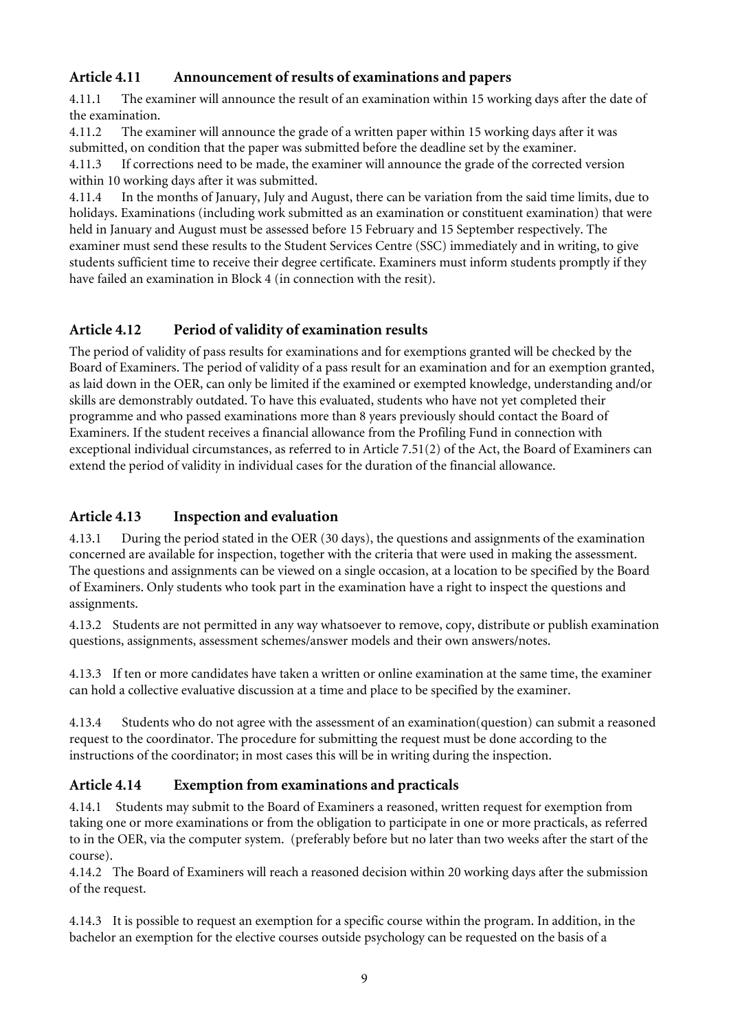### Article 4.11 Announcement of results of examinations and papers

4.11.1 The examiner will announce the result of an examination within 15 working days after the date of the examination.
4.11.2 The examiner will announce the grade of a written paper within 15 working days after it was submitted, on condition that the paper was submitted before the deadline set by the examiner.
4.11.3 If corrections need to be made, the examiner will announce the grade of the corrected version within 10 working days after it was submitted.
4.11.4 In the months of January, July and August, there can be variation from the said time limits, due to holidays. Examinations (including work submitted as an examination or constituent examination) that were held in January and August must be assessed before 15 February and 15 September respectively. The examiner must send these results to the Student Services Centre (SSC) immediately and in writing, to give students sufficient time to receive their degree certificate. Examiners must inform students promptly if they have failed an examination in Block 4 (in connection with the resit).

### Article 4.12 Period of validity of examination results

The period of validity of pass results for examinations and for exemptions granted will be checked by the Board of Examiners. The period of validity of a pass result for an examination and for an exemption granted, as laid down in the OER, can only be limited if the examined or exempted knowledge, understanding and/or skills are demonstrably outdated. To have this evaluated, students who have not yet completed their programme and who passed examinations more than 8 years previously should contact the Board of Examiners. If the student receives a financial allowance from the Profiling Fund in connection with exceptional individual circumstances, as referred to in Article 7.51(2) of the Act, the Board of Examiners can extend the period of validity in individual cases for the duration of the financial allowance.

### Article 4.13 Inspection and evaluation

4.13.1 During the period stated in the OER (30 days), the questions and assignments of the examination concerned are available for inspection, together with the criteria that were used in making the assessment. The questions and assignments can be viewed on a single occasion, at a location to be specified by the Board of Examiners. Only students who took part in the examination have a right to inspect the questions and assignments.

4.13.2 Students are not permitted in any way whatsoever to remove, copy, distribute or publish examination questions, assignments, assessment schemes/answer models and their own answers/notes.

4.13.3 If ten or more candidates have taken a written or online examination at the same time, the examiner can hold a collective evaluative discussion at a time and place to be specified by the examiner.

4.13.4 Students who do not agree with the assessment of an examination(question) can submit a reasoned request to the coordinator. The procedure for submitting the request must be done according to the instructions of the coordinator; in most cases this will be in writing during the inspection.

### Article 4.14 Exemption from examinations and practicals

4.14.1 Students may submit to the Board of Examiners a reasoned, written request for exemption from taking one or more examinations or from the obligation to participate in one or more practicals, as referred to in the OER, via the computer system. (preferably before but no later than two weeks after the start of the course).
4.14.2 The Board of Examiners will reach a reasoned decision within 20 working days after the submission of the request.

4.14.3 It is possible to request an exemption for a specific course within the program. In addition, in the bachelor an exemption for the elective courses outside psychology can be requested on the basis of a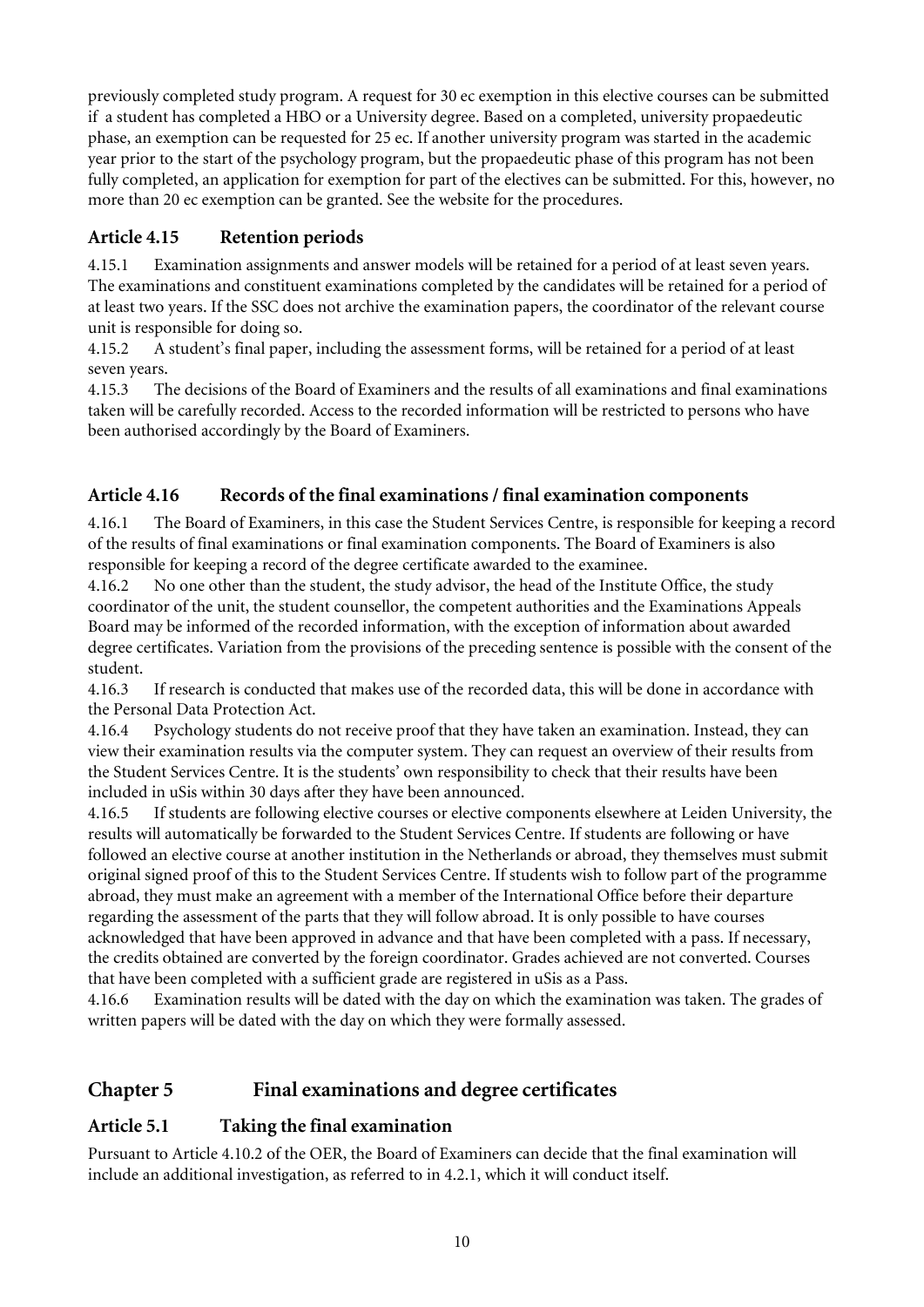previously completed study program. A request for 30 ec exemption in this elective courses can be submitted if a student has completed a HBO or a University degree. Based on a completed, university propaedeutic phase, an exemption can be requested for 25 ec. If another university program was started in the academic year prior to the start of the psychology program, but the propaedeutic phase of this program has not been fully completed, an application for exemption for part of the electives can be submitted. For this, however, no more than 20 ec exemption can be granted. See the website for the procedures.

### Article 4.15 Retention periods

4.15.1 Examination assignments and answer models will be retained for a period of at least seven years. The examinations and constituent examinations completed by the candidates will be retained for a period of at least two years. If the SSC does not archive the examination papers, the coordinator of the relevant course unit is responsible for doing so.

4.15.2 A student's final paper, including the assessment forms, will be retained for a period of at least seven years.

4.15.3 The decisions of the Board of Examiners and the results of all examinations and final examinations taken will be carefully recorded. Access to the recorded information will be restricted to persons who have been authorised accordingly by the Board of Examiners.

### Article 4.16 Records of the final examinations / final examination components

4.16.1 The Board of Examiners, in this case the Student Services Centre, is responsible for keeping a record of the results of final examinations or final examination components. The Board of Examiners is also responsible for keeping a record of the degree certificate awarded to the examinee.

4.16.2 No one other than the student, the study advisor, the head of the Institute Office, the study coordinator of the unit, the student counsellor, the competent authorities and the Examinations Appeals Board may be informed of the recorded information, with the exception of information about awarded degree certificates. Variation from the provisions of the preceding sentence is possible with the consent of the student.

4.16.3 If research is conducted that makes use of the recorded data, this will be done in accordance with the Personal Data Protection Act.

4.16.4 Psychology students do not receive proof that they have taken an examination. Instead, they can view their examination results via the computer system. They can request an overview of their results from the Student Services Centre. It is the students' own responsibility to check that their results have been included in uSis within 30 days after they have been announced.

4.16.5 If students are following elective courses or elective components elsewhere at Leiden University, the results will automatically be forwarded to the Student Services Centre. If students are following or have followed an elective course at another institution in the Netherlands or abroad, they themselves must submit original signed proof of this to the Student Services Centre. If students wish to follow part of the programme abroad, they must make an agreement with a member of the International Office before their departure regarding the assessment of the parts that they will follow abroad. It is only possible to have courses acknowledged that have been approved in advance and that have been completed with a pass. If necessary, the credits obtained are converted by the foreign coordinator. Grades achieved are not converted. Courses that have been completed with a sufficient grade are registered in uSis as a Pass.

4.16.6 Examination results will be dated with the day on which the examination was taken. The grades of written papers will be dated with the day on which they were formally assessed.

## Chapter 5 Final examinations and degree certificates

### Article 5.1 Taking the final examination

Pursuant to Article 4.10.2 of the OER, the Board of Examiners can decide that the final examination will include an additional investigation, as referred to in 4.2.1, which it will conduct itself.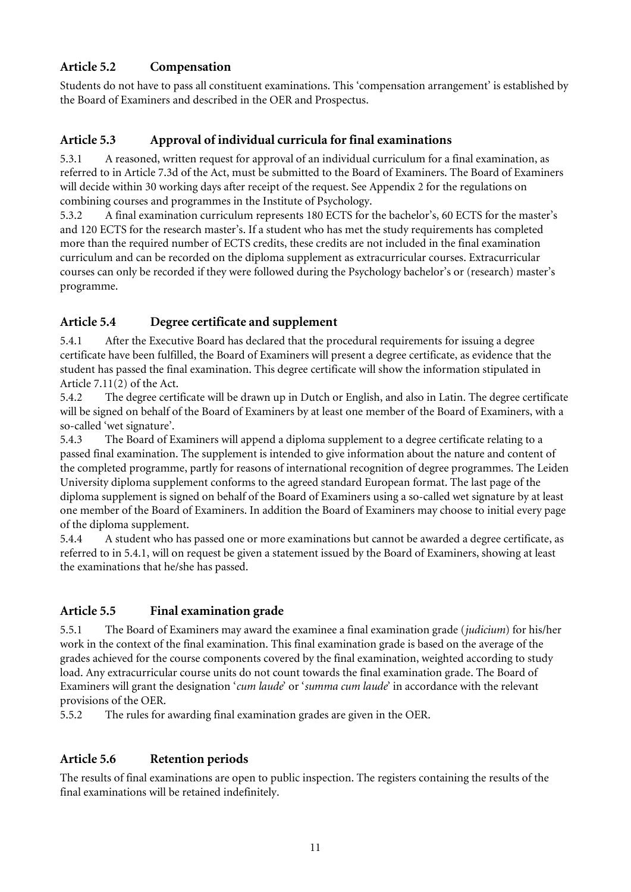### Article 5.2 Compensation

Students do not have to pass all constituent examinations. This 'compensation arrangement' is established by the Board of Examiners and described in the OER and Prospectus.

### Article 5.3 Approval of individual curricula for final examinations

5.3.1 A reasoned, written request for approval of an individual curriculum for a final examination, as referred to in Article 7.3d of the Act, must be submitted to the Board of Examiners. The Board of Examiners will decide within 30 working days after receipt of the request. See Appendix 2 for the regulations on combining courses and programmes in the Institute of Psychology.

5.3.2 A final examination curriculum represents 180 ECTS for the bachelor's, 60 ECTS for the master's and 120 ECTS for the research master's. If a student who has met the study requirements has completed more than the required number of ECTS credits, these credits are not included in the final examination curriculum and can be recorded on the diploma supplement as extracurricular courses. Extracurricular courses can only be recorded if they were followed during the Psychology bachelor's or (research) master's programme.

### Article 5.4 Degree certificate and supplement

5.4.1 After the Executive Board has declared that the procedural requirements for issuing a degree certificate have been fulfilled, the Board of Examiners will present a degree certificate, as evidence that the student has passed the final examination. This degree certificate will show the information stipulated in Article 7.11(2) of the Act.

5.4.2 The degree certificate will be drawn up in Dutch or English, and also in Latin. The degree certificate will be signed on behalf of the Board of Examiners by at least one member of the Board of Examiners, with a so-called 'wet signature'.

5.4.3 The Board of Examiners will append a diploma supplement to a degree certificate relating to a passed final examination. The supplement is intended to give information about the nature and content of the completed programme, partly for reasons of international recognition of degree programmes. The Leiden University diploma supplement conforms to the agreed standard European format. The last page of the diploma supplement is signed on behalf of the Board of Examiners using a so-called wet signature by at least one member of the Board of Examiners. In addition the Board of Examiners may choose to initial every page of the diploma supplement.

5.4.4 A student who has passed one or more examinations but cannot be awarded a degree certificate, as referred to in 5.4.1, will on request be given a statement issued by the Board of Examiners, showing at least the examinations that he/she has passed.

### Article 5.5 Final examination grade

5.5.1 The Board of Examiners may award the examinee a final examination grade (*judicium*) for his/her work in the context of the final examination. This final examination grade is based on the average of the grades achieved for the course components covered by the final examination, weighted according to study load. Any extracurricular course units do not count towards the final examination grade. The Board of Examiners will grant the designation '*cum laude*' or '*summa cum laude*' in accordance with the relevant provisions of the OER.

5.5.2 The rules for awarding final examination grades are given in the OER.

### Article 5.6 Retention periods

The results of final examinations are open to public inspection. The registers containing the results of the final examinations will be retained indefinitely.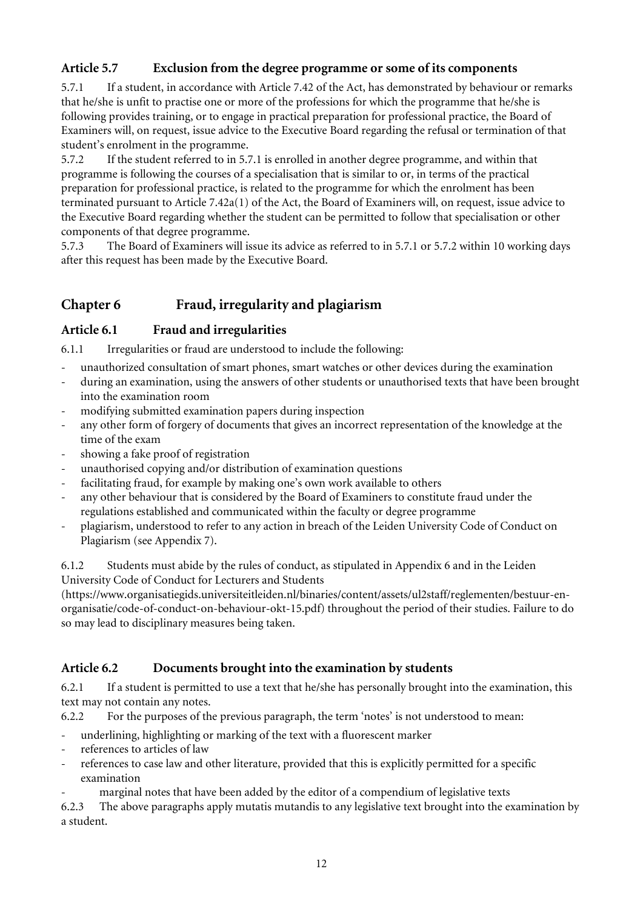### Article 5.7 Exclusion from the degree programme or some of its components

5.7.1 If a student, in accordance with Article 7.42 of the Act, has demonstrated by behaviour or remarks that he/she is unfit to practise one or more of the professions for which the programme that he/she is following provides training, or to engage in practical preparation for professional practice, the Board of Examiners will, on request, issue advice to the Executive Board regarding the refusal or termination of that student's enrolment in the programme.

5.7.2 If the student referred to in 5.7.1 is enrolled in another degree programme, and within that programme is following the courses of a specialisation that is similar to or, in terms of the practical preparation for professional practice, is related to the programme for which the enrolment has been terminated pursuant to Article 7.42a(1) of the Act, the Board of Examiners will, on request, issue advice to the Executive Board regarding whether the student can be permitted to follow that specialisation or other components of that degree programme.

5.7.3 The Board of Examiners will issue its advice as referred to in 5.7.1 or 5.7.2 within 10 working days after this request has been made by the Executive Board.

## Chapter 6 Fraud, irregularity and plagiarism

### Article 6.1 Fraud and irregularities

6.1.1 Irregularities or fraud are understood to include the following:

- unauthorized consultation of smart phones, smart watches or other devices during the examination
- during an examination, using the answers of other students or unauthorised texts that have been brought into the examination room
- modifying submitted examination papers during inspection
- any other form of forgery of documents that gives an incorrect representation of the knowledge at the time of the exam
- showing a fake proof of registration
- unauthorised copying and/or distribution of examination questions
- facilitating fraud, for example by making one's own work available to others
- any other behaviour that is considered by the Board of Examiners to constitute fraud under the regulations established and communicated within the faculty or degree programme
- plagiarism, understood to refer to any action in breach of the Leiden University Code of Conduct on Plagiarism (see Appendix 7).

6.1.2 Students must abide by the rules of conduct, as stipulated in Appendix 6 and in the Leiden University Code of Conduct for Lecturers and Students (https://www.organisatiegids.universiteitleiden.nl/binaries/content/assets/ul2staff/reglementen/bestuur-en-organisatie/code-of-conduct-on-behaviour-okt-15.pdf) throughout the period of their studies. Failure to do so may lead to disciplinary measures being taken.

### Article 6.2 Documents brought into the examination by students

6.2.1 If a student is permitted to use a text that he/she has personally brought into the examination, this text may not contain any notes.

6.2.2 For the purposes of the previous paragraph, the term 'notes' is not understood to mean:

- underlining, highlighting or marking of the text with a fluorescent marker
- references to articles of law
- references to case law and other literature, provided that this is explicitly permitted for a specific examination
- marginal notes that have been added by the editor of a compendium of legislative texts

6.2.3 The above paragraphs apply mutatis mutandis to any legislative text brought into the examination by a student.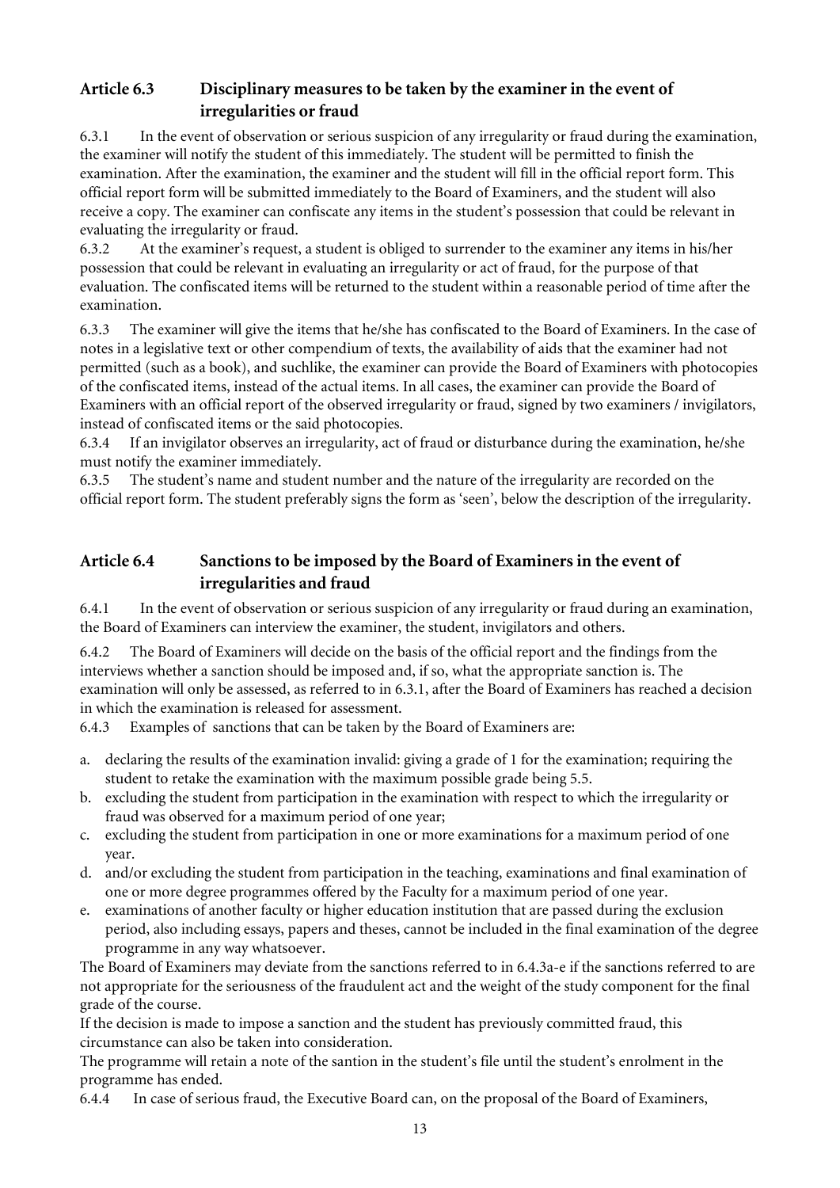## Article 6.3 Disciplinary measures to be taken by the examiner in the event of irregularities or fraud

6.3.1 In the event of observation or serious suspicion of any irregularity or fraud during the examination, the examiner will notify the student of this immediately. The student will be permitted to finish the examination. After the examination, the examiner and the student will fill in the official report form. This official report form will be submitted immediately to the Board of Examiners, and the student will also receive a copy. The examiner can confiscate any items in the student's possession that could be relevant in evaluating the irregularity or fraud.

6.3.2 At the examiner's request, a student is obliged to surrender to the examiner any items in his/her possession that could be relevant in evaluating an irregularity or act of fraud, for the purpose of that evaluation. The confiscated items will be returned to the student within a reasonable period of time after the examination.

6.3.3 The examiner will give the items that he/she has confiscated to the Board of Examiners. In the case of notes in a legislative text or other compendium of texts, the availability of aids that the examiner had not permitted (such as a book), and suchlike, the examiner can provide the Board of Examiners with photocopies of the confiscated items, instead of the actual items. In all cases, the examiner can provide the Board of Examiners with an official report of the observed irregularity or fraud, signed by two examiners / invigilators, instead of confiscated items or the said photocopies.

6.3.4 If an invigilator observes an irregularity, act of fraud or disturbance during the examination, he/she must notify the examiner immediately.

6.3.5 The student's name and student number and the nature of the irregularity are recorded on the official report form. The student preferably signs the form as 'seen', below the description of the irregularity.

## Article 6.4 Sanctions to be imposed by the Board of Examiners in the event of irregularities and fraud

6.4.1 In the event of observation or serious suspicion of any irregularity or fraud during an examination, the Board of Examiners can interview the examiner, the student, invigilators and others.

6.4.2 The Board of Examiners will decide on the basis of the official report and the findings from the interviews whether a sanction should be imposed and, if so, what the appropriate sanction is. The examination will only be assessed, as referred to in 6.3.1, after the Board of Examiners has reached a decision in which the examination is released for assessment.

6.4.3 Examples of sanctions that can be taken by the Board of Examiners are:

a. declaring the results of the examination invalid: giving a grade of 1 for the examination; requiring the student to retake the examination with the maximum possible grade being 5.5.
b. excluding the student from participation in the examination with respect to which the irregularity or fraud was observed for a maximum period of one year;
c. excluding the student from participation in one or more examinations for a maximum period of one year.
d. and/or excluding the student from participation in the teaching, examinations and final examination of one or more degree programmes offered by the Faculty for a maximum period of one year.
e. examinations of another faculty or higher education institution that are passed during the exclusion period, also including essays, papers and theses, cannot be included in the final examination of the degree programme in any way whatsoever.

The Board of Examiners may deviate from the sanctions referred to in 6.4.3a-e if the sanctions referred to are not appropriate for the seriousness of the fraudulent act and the weight of the study component for the final grade of the course.

If the decision is made to impose a sanction and the student has previously committed fraud, this circumstance can also be taken into consideration.

The programme will retain a note of the santion in the student's file until the student's enrolment in the programme has ended.

6.4.4 In case of serious fraud, the Executive Board can, on the proposal of the Board of Examiners,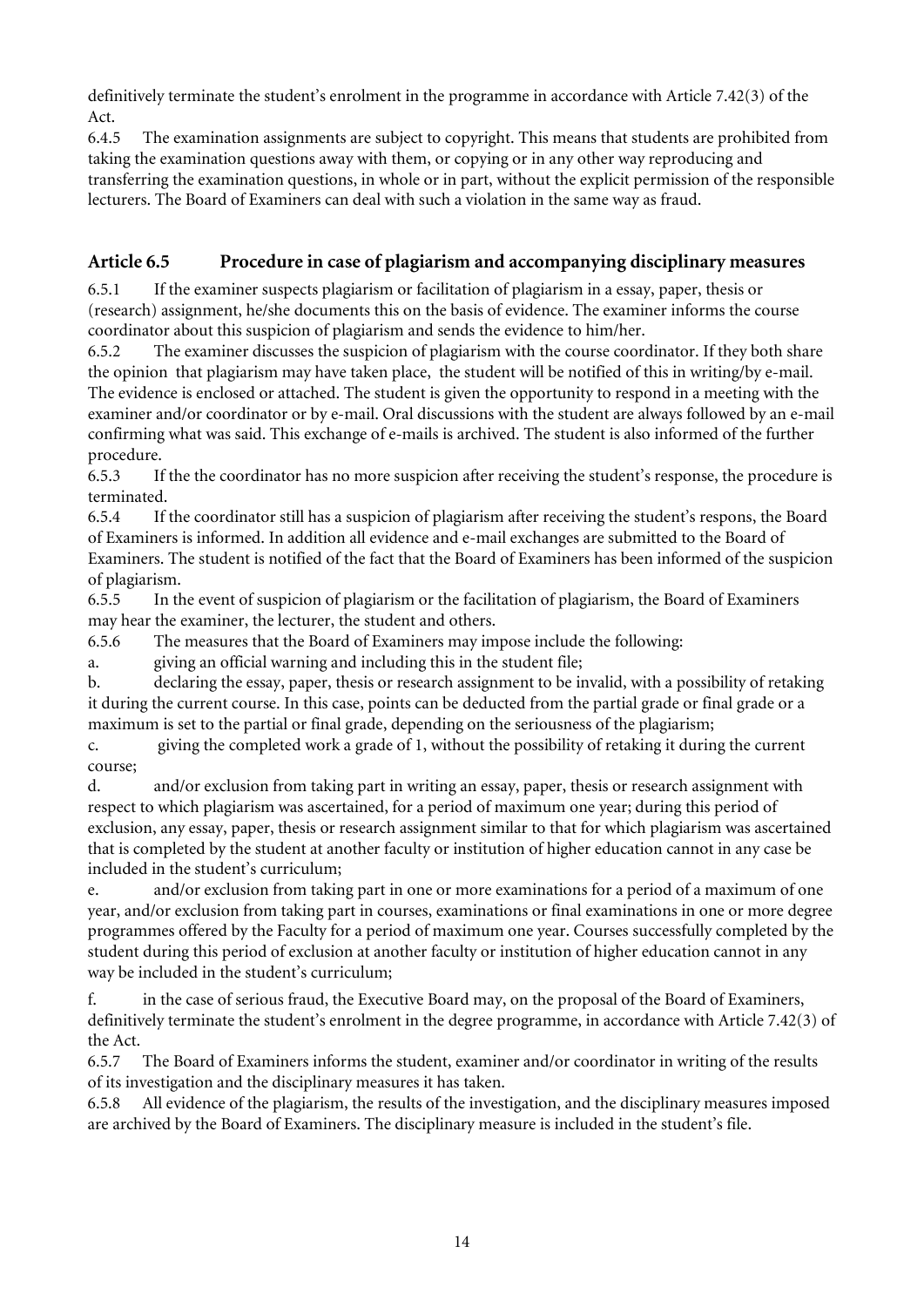definitively terminate the student's enrolment in the programme in accordance with Article 7.42(3) of the Act.

6.4.5 The examination assignments are subject to copyright. This means that students are prohibited from taking the examination questions away with them, or copying or in any other way reproducing and transferring the examination questions, in whole or in part, without the explicit permission of the responsible lecturers. The Board of Examiners can deal with such a violation in the same way as fraud.

## Article 6.5 Procedure in case of plagiarism and accompanying disciplinary measures

6.5.1 If the examiner suspects plagiarism or facilitation of plagiarism in a essay, paper, thesis or (research) assignment, he/she documents this on the basis of evidence. The examiner informs the course coordinator about this suspicion of plagiarism and sends the evidence to him/her.

6.5.2 The examiner discusses the suspicion of plagiarism with the course coordinator. If they both share the opinion that plagiarism may have taken place, the student will be notified of this in writing/by e-mail. The evidence is enclosed or attached. The student is given the opportunity to respond in a meeting with the examiner and/or coordinator or by e-mail. Oral discussions with the student are always followed by an e-mail confirming what was said. This exchange of e-mails is archived. The student is also informed of the further procedure.

6.5.3 If the the coordinator has no more suspicion after receiving the student's response, the procedure is terminated.

6.5.4 If the coordinator still has a suspicion of plagiarism after receiving the student's respons, the Board of Examiners is informed. In addition all evidence and e-mail exchanges are submitted to the Board of Examiners. The student is notified of the fact that the Board of Examiners has been informed of the suspicion of plagiarism.

6.5.5 In the event of suspicion of plagiarism or the facilitation of plagiarism, the Board of Examiners may hear the examiner, the lecturer, the student and others.

6.5.6 The measures that the Board of Examiners may impose include the following:

a. giving an official warning and including this in the student file;

b. declaring the essay, paper, thesis or research assignment to be invalid, with a possibility of retaking it during the current course. In this case, points can be deducted from the partial grade or final grade or a maximum is set to the partial or final grade, depending on the seriousness of the plagiarism;

c. giving the completed work a grade of 1, without the possibility of retaking it during the current course;

d. and/or exclusion from taking part in writing an essay, paper, thesis or research assignment with respect to which plagiarism was ascertained, for a period of maximum one year; during this period of exclusion, any essay, paper, thesis or research assignment similar to that for which plagiarism was ascertained that is completed by the student at another faculty or institution of higher education cannot in any case be included in the student's curriculum;

e. and/or exclusion from taking part in one or more examinations for a period of a maximum of one year, and/or exclusion from taking part in courses, examinations or final examinations in one or more degree programmes offered by the Faculty for a period of maximum one year. Courses successfully completed by the student during this period of exclusion at another faculty or institution of higher education cannot in any way be included in the student's curriculum;

f. in the case of serious fraud, the Executive Board may, on the proposal of the Board of Examiners, definitively terminate the student's enrolment in the degree programme, in accordance with Article 7.42(3) of the Act.

6.5.7 The Board of Examiners informs the student, examiner and/or coordinator in writing of the results of its investigation and the disciplinary measures it has taken.

6.5.8 All evidence of the plagiarism, the results of the investigation, and the disciplinary measures imposed are archived by the Board of Examiners. The disciplinary measure is included in the student's file.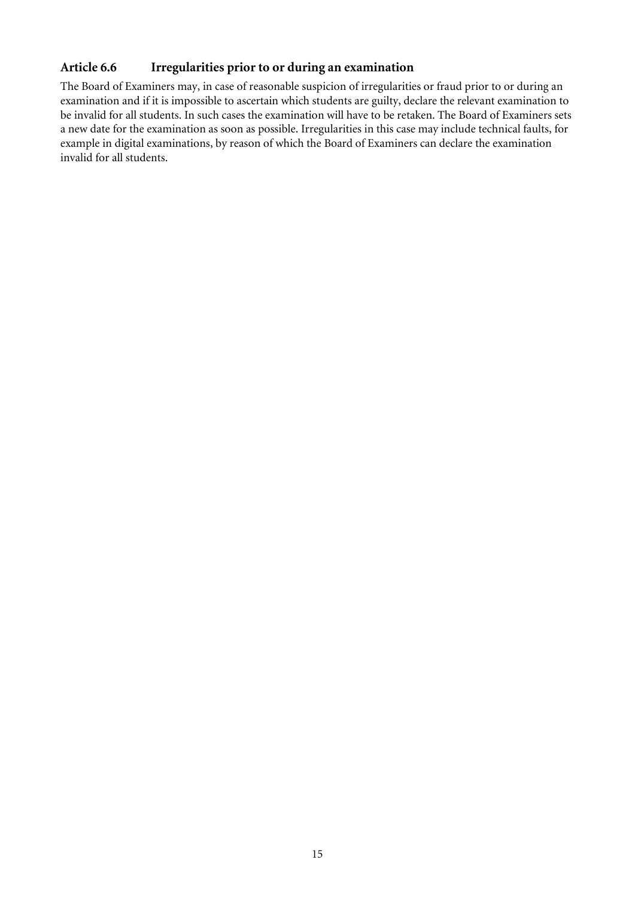### Article 6.6 Irregularities prior to or during an examination

The Board of Examiners may, in case of reasonable suspicion of irregularities or fraud prior to or during an examination and if it is impossible to ascertain which students are guilty, declare the relevant examination to be invalid for all students. In such cases the examination will have to be retaken. The Board of Examiners sets a new date for the examination as soon as possible. Irregularities in this case may include technical faults, for example in digital examinations, by reason of which the Board of Examiners can declare the examination invalid for all students.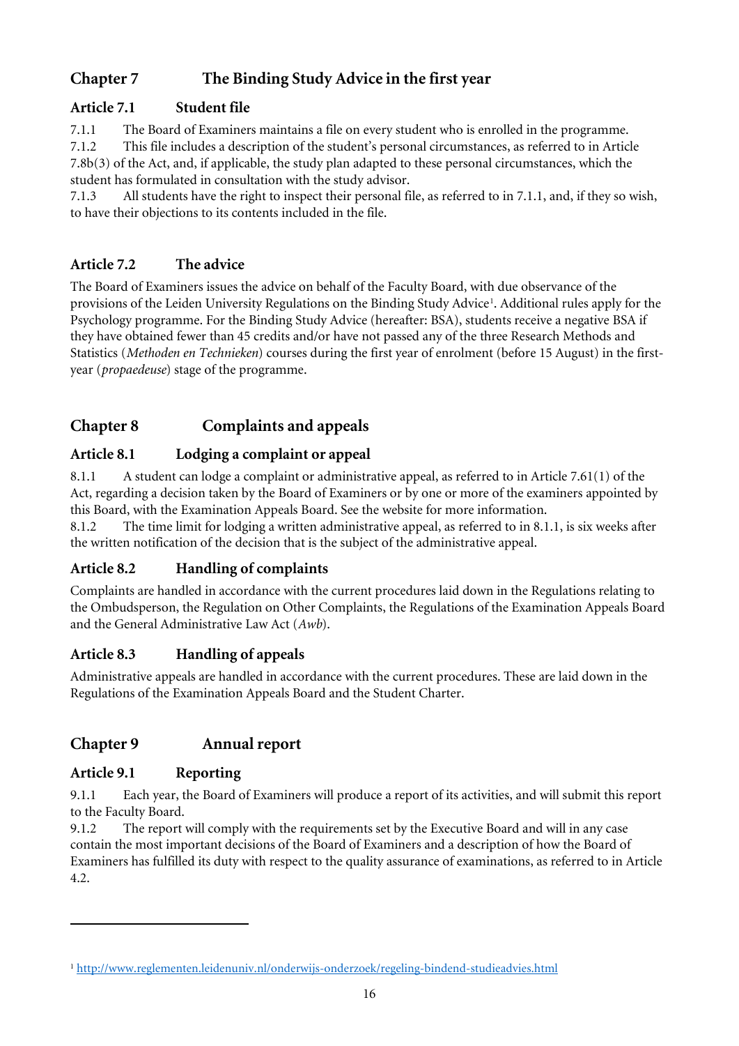## Chapter 7 The Binding Study Advice in the first year

### Article 7.1 Student file

7.1.1 The Board of Examiners maintains a file on every student who is enrolled in the programme.

7.1.2 This file includes a description of the student's personal circumstances, as referred to in Article 7.8b(3) of the Act, and, if applicable, the study plan adapted to these personal circumstances, which the student has formulated in consultation with the study advisor.

7.1.3 All students have the right to inspect their personal file, as referred to in 7.1.1, and, if they so wish, to have their objections to its contents included in the file.

### Article 7.2 The advice

The Board of Examiners issues the advice on behalf of the Faculty Board, with due observance of the provisions of the Leiden University Regulations on the Binding Study Advice[1]. Additional rules apply for the Psychology programme. For the Binding Study Advice (hereafter: BSA), students receive a negative BSA if they have obtained fewer than 45 credits and/or have not passed any of the three Research Methods and Statistics (*Methoden en Technieken*) courses during the first year of enrolment (before 15 August) in the first-year (*propaedeuse*) stage of the programme.

## Chapter 8 Complaints and appeals

### Article 8.1 Lodging a complaint or appeal

8.1.1 A student can lodge a complaint or administrative appeal, as referred to in Article 7.61(1) of the Act, regarding a decision taken by the Board of Examiners or by one or more of the examiners appointed by this Board, with the Examination Appeals Board. See the website for more information.

8.1.2 The time limit for lodging a written administrative appeal, as referred to in 8.1.1, is six weeks after the written notification of the decision that is the subject of the administrative appeal.

### Article 8.2 Handling of complaints

Complaints are handled in accordance with the current procedures laid down in the Regulations relating to the Ombudsperson, the Regulation on Other Complaints, the Regulations of the Examination Appeals Board and the General Administrative Law Act (*Awb*).

### Article 8.3 Handling of appeals

Administrative appeals are handled in accordance with the current procedures. These are laid down in the Regulations of the Examination Appeals Board and the Student Charter.

## Chapter 9 Annual report

### Article 9.1 Reporting

9.1.1 Each year, the Board of Examiners will produce a report of its activities, and will submit this report to the Faculty Board.

9.1.2 The report will comply with the requirements set by the Executive Board and will in any case contain the most important decisions of the Board of Examiners and a description of how the Board of Examiners has fulfilled its duty with respect to the quality assurance of examinations, as referred to in Article 4.2.

---

[1] http://www.reglementen.leidenuniv.nl/onderwijs-onderzoek/regeling-bindend-studieadvies.html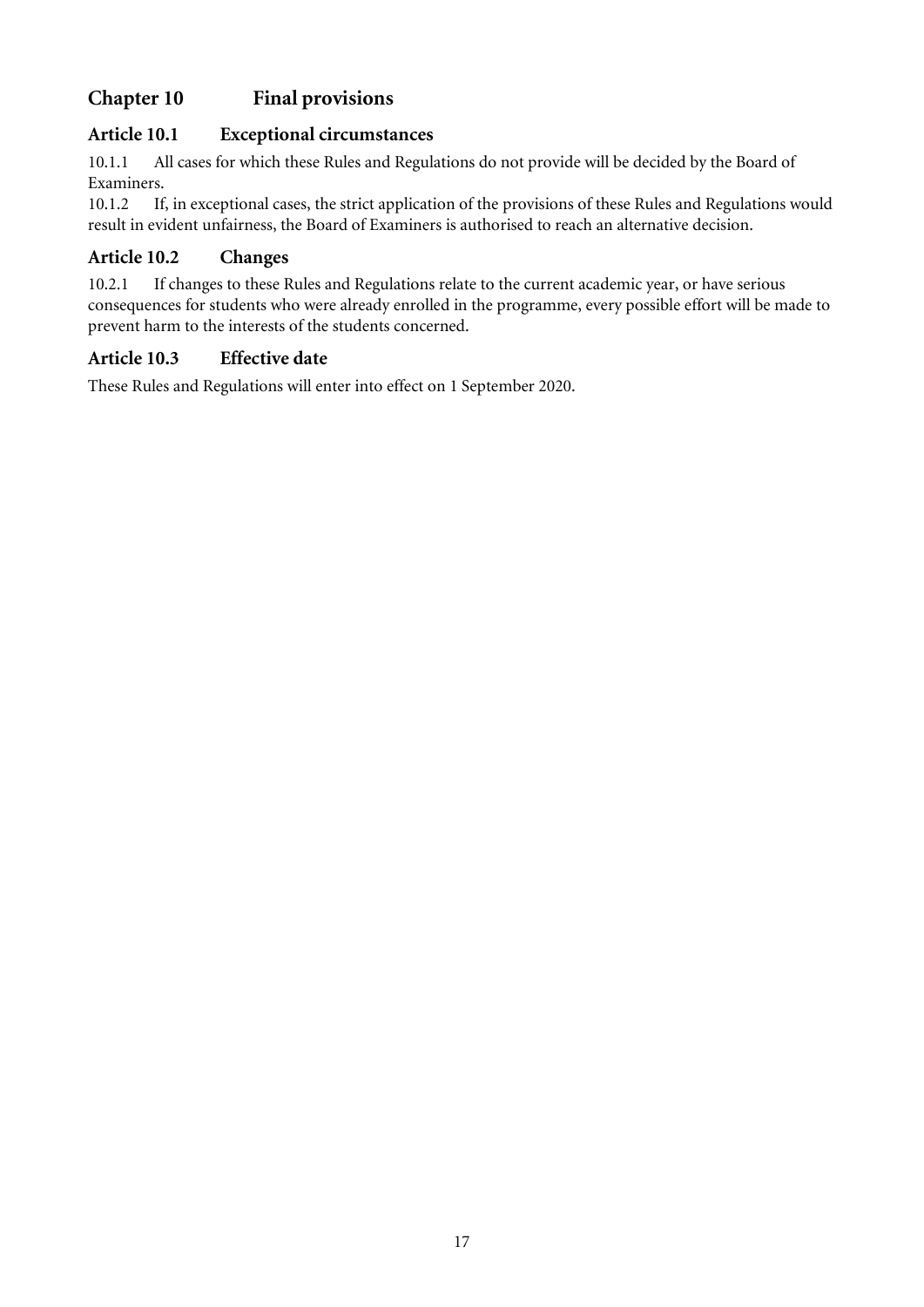## Chapter 10 Final provisions

### Article 10.1 Exceptional circumstances

10.1.1 All cases for which these Rules and Regulations do not provide will be decided by the Board of Examiners.

10.1.2 If, in exceptional cases, the strict application of the provisions of these Rules and Regulations would result in evident unfairness, the Board of Examiners is authorised to reach an alternative decision.

### Article 10.2 Changes

10.2.1 If changes to these Rules and Regulations relate to the current academic year, or have serious consequences for students who were already enrolled in the programme, every possible effort will be made to prevent harm to the interests of the students concerned.

### Article 10.3 Effective date

These Rules and Regulations will enter into effect on 1 September 2020.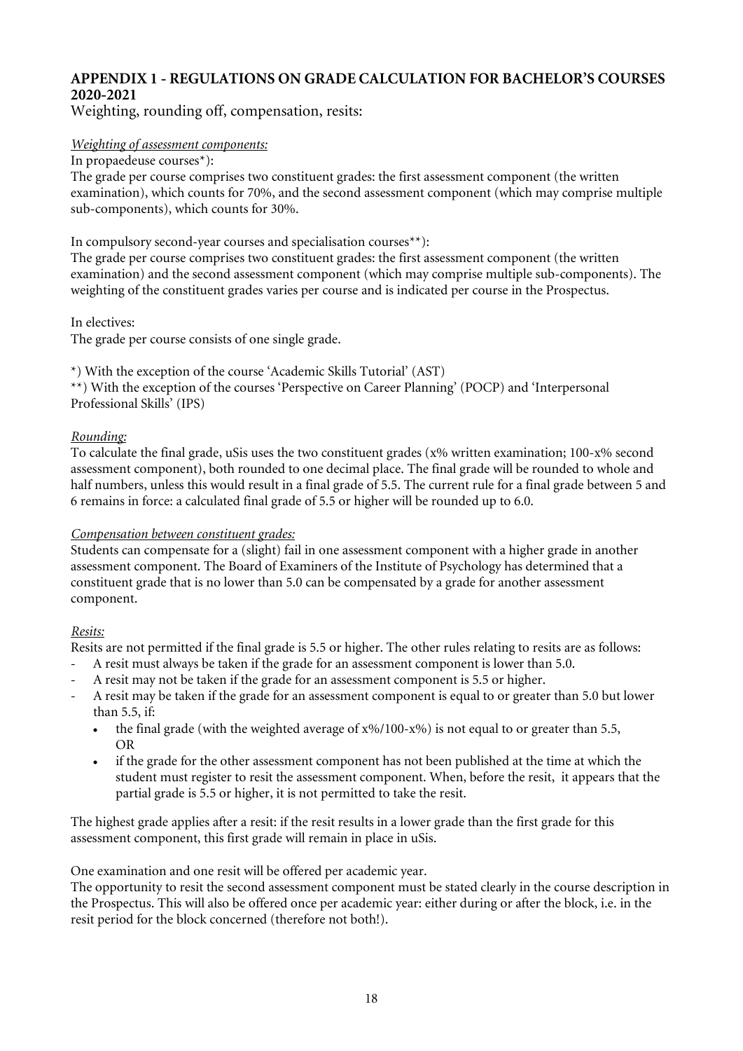## APPENDIX 1 - REGULATIONS ON GRADE CALCULATION FOR BACHELOR'S COURSES 2020-2021

Weighting, rounding off, compensation, resits:

*Weighting of assessment components:*

In propaedeuse courses*):

The grade per course comprises two constituent grades: the first assessment component (the written examination), which counts for 70%, and the second assessment component (which may comprise multiple sub-components), which counts for 30%.

In compulsory second-year courses and specialisation courses**):

The grade per course comprises two constituent grades: the first assessment component (the written examination) and the second assessment component (which may comprise multiple sub-components). The weighting of the constituent grades varies per course and is indicated per course in the Prospectus.

In electives:

The grade per course consists of one single grade.

*) With the exception of the course 'Academic Skills Tutorial' (AST)

**) With the exception of the courses 'Perspective on Career Planning' (POCP) and 'Interpersonal Professional Skills' (IPS)

*Rounding:*

To calculate the final grade, uSis uses the two constituent grades (x% written examination; 100-x% second assessment component), both rounded to one decimal place. The final grade will be rounded to whole and half numbers, unless this would result in a final grade of 5.5. The current rule for a final grade between 5 and 6 remains in force: a calculated final grade of 5.5 or higher will be rounded up to 6.0.

*Compensation between constituent grades:*

Students can compensate for a (slight) fail in one assessment component with a higher grade in another assessment component. The Board of Examiners of the Institute of Psychology has determined that a constituent grade that is no lower than 5.0 can be compensated by a grade for another assessment component.

*Resits:*

Resits are not permitted if the final grade is 5.5 or higher. The other rules relating to resits are as follows:

- A resit must always be taken if the grade for an assessment component is lower than 5.0.
- A resit may not be taken if the grade for an assessment component is 5.5 or higher.
- A resit may be taken if the grade for an assessment component is equal to or greater than 5.0 but lower than 5.5, if:
  - the final grade (with the weighted average of x%/100-x%) is not equal to or greater than 5.5, OR
  - if the grade for the other assessment component has not been published at the time at which the student must register to resit the assessment component. When, before the resit, it appears that the partial grade is 5.5 or higher, it is not permitted to take the resit.

The highest grade applies after a resit: if the resit results in a lower grade than the first grade for this assessment component, this first grade will remain in place in uSis.

One examination and one resit will be offered per academic year.

The opportunity to resit the second assessment component must be stated clearly in the course description in the Prospectus. This will also be offered once per academic year: either during or after the block, i.e. in the resit period for the block concerned (therefore not both!).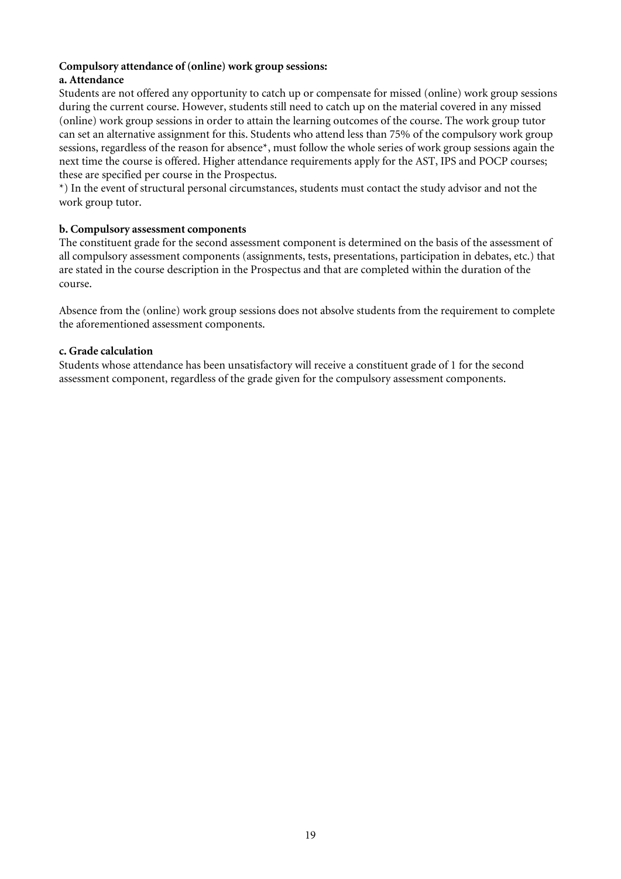**Compulsory attendance of (online) work group sessions:**

**a. Attendance**

Students are not offered any opportunity to catch up or compensate for missed (online) work group sessions during the current course. However, students still need to catch up on the material covered in any missed (online) work group sessions in order to attain the learning outcomes of the course. The work group tutor can set an alternative assignment for this. Students who attend less than 75% of the compulsory work group sessions, regardless of the reason for absence*, must follow the whole series of work group sessions again the next time the course is offered. Higher attendance requirements apply for the AST, IPS and POCP courses; these are specified per course in the Prospectus.

*) In the event of structural personal circumstances, students must contact the study advisor and not the work group tutor.

**b. Compulsory assessment components**

The constituent grade for the second assessment component is determined on the basis of the assessment of all compulsory assessment components (assignments, tests, presentations, participation in debates, etc.) that are stated in the course description in the Prospectus and that are completed within the duration of the course.

Absence from the (online) work group sessions does not absolve students from the requirement to complete the aforementioned assessment components.

**c. Grade calculation**

Students whose attendance has been unsatisfactory will receive a constituent grade of 1 for the second assessment component, regardless of the grade given for the compulsory assessment components.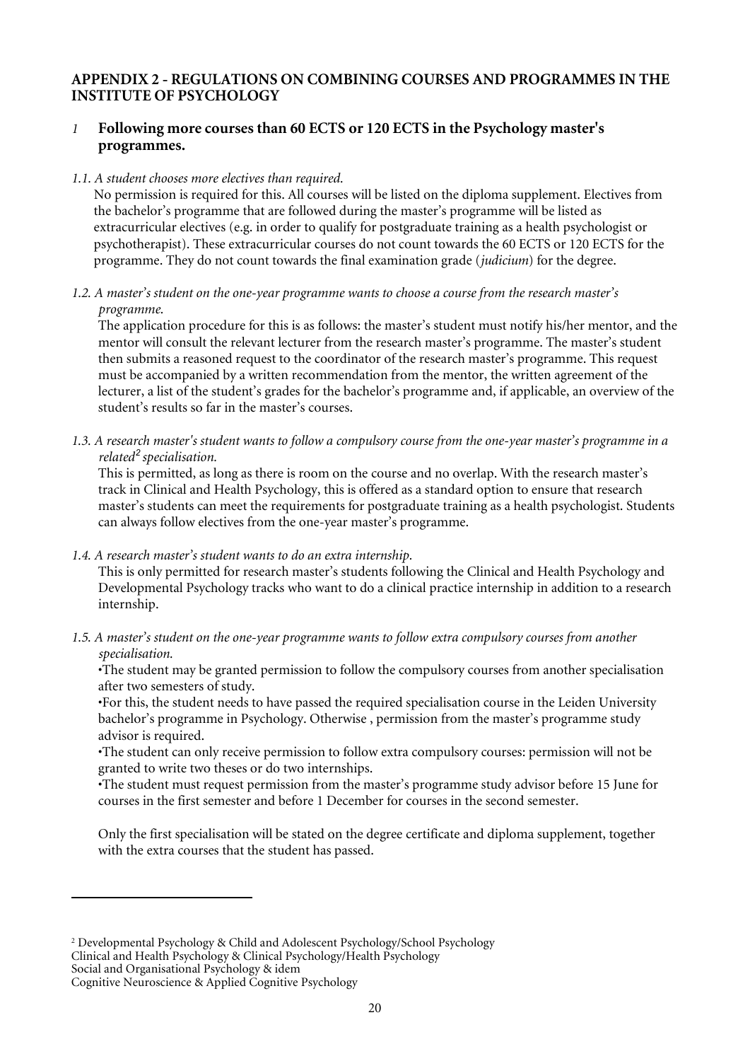## APPENDIX 2 - REGULATIONS ON COMBINING COURSES AND PROGRAMMES IN THE INSTITUTE OF PSYCHOLOGY

### *1* Following more courses than 60 ECTS or 120 ECTS in the Psychology master's programmes.

*1.1. A student chooses more electives than required.*

No permission is required for this. All courses will be listed on the diploma supplement. Electives from the bachelor's programme that are followed during the master's programme will be listed as extracurricular electives (e.g. in order to qualify for postgraduate training as a health psychologist or psychotherapist). These extracurricular courses do not count towards the 60 ECTS or 120 ECTS for the programme. They do not count towards the final examination grade (*judicium*) for the degree.

*1.2. A master's student on the one-year programme wants to choose a course from the research master's programme.*

The application procedure for this is as follows: the master's student must notify his/her mentor, and the mentor will consult the relevant lecturer from the research master's programme. The master's student then submits a reasoned request to the coordinator of the research master's programme. This request must be accompanied by a written recommendation from the mentor, the written agreement of the lecturer, a list of the student's grades for the bachelor's programme and, if applicable, an overview of the student's results so far in the master's courses.

*1.3. A research master's student wants to follow a compulsory course from the one-year master's programme in a related[2] specialisation.*

This is permitted, as long as there is room on the course and no overlap. With the research master's track in Clinical and Health Psychology, this is offered as a standard option to ensure that research master's students can meet the requirements for postgraduate training as a health psychologist. Students can always follow electives from the one-year master's programme.

*1.4. A research master's student wants to do an extra internship.*

This is only permitted for research master's students following the Clinical and Health Psychology and Developmental Psychology tracks who want to do a clinical practice internship in addition to a research internship.

*1.5. A master's student on the one-year programme wants to follow extra compulsory courses from another specialisation.*

- The student may be granted permission to follow the compulsory courses from another specialisation after two semesters of study.
- For this, the student needs to have passed the required specialisation course in the Leiden University bachelor's programme in Psychology. Otherwise , permission from the master's programme study advisor is required.
- The student can only receive permission to follow extra compulsory courses: permission will not be granted to write two theses or do two internships.
- The student must request permission from the master's programme study advisor before 15 June for courses in the first semester and before 1 December for courses in the second semester.

Only the first specialisation will be stated on the degree certificate and diploma supplement, together with the extra courses that the student has passed.

---

[2] Developmental Psychology & Child and Adolescent Psychology/School Psychology
Clinical and Health Psychology & Clinical Psychology/Health Psychology
Social and Organisational Psychology & idem
Cognitive Neuroscience & Applied Cognitive Psychology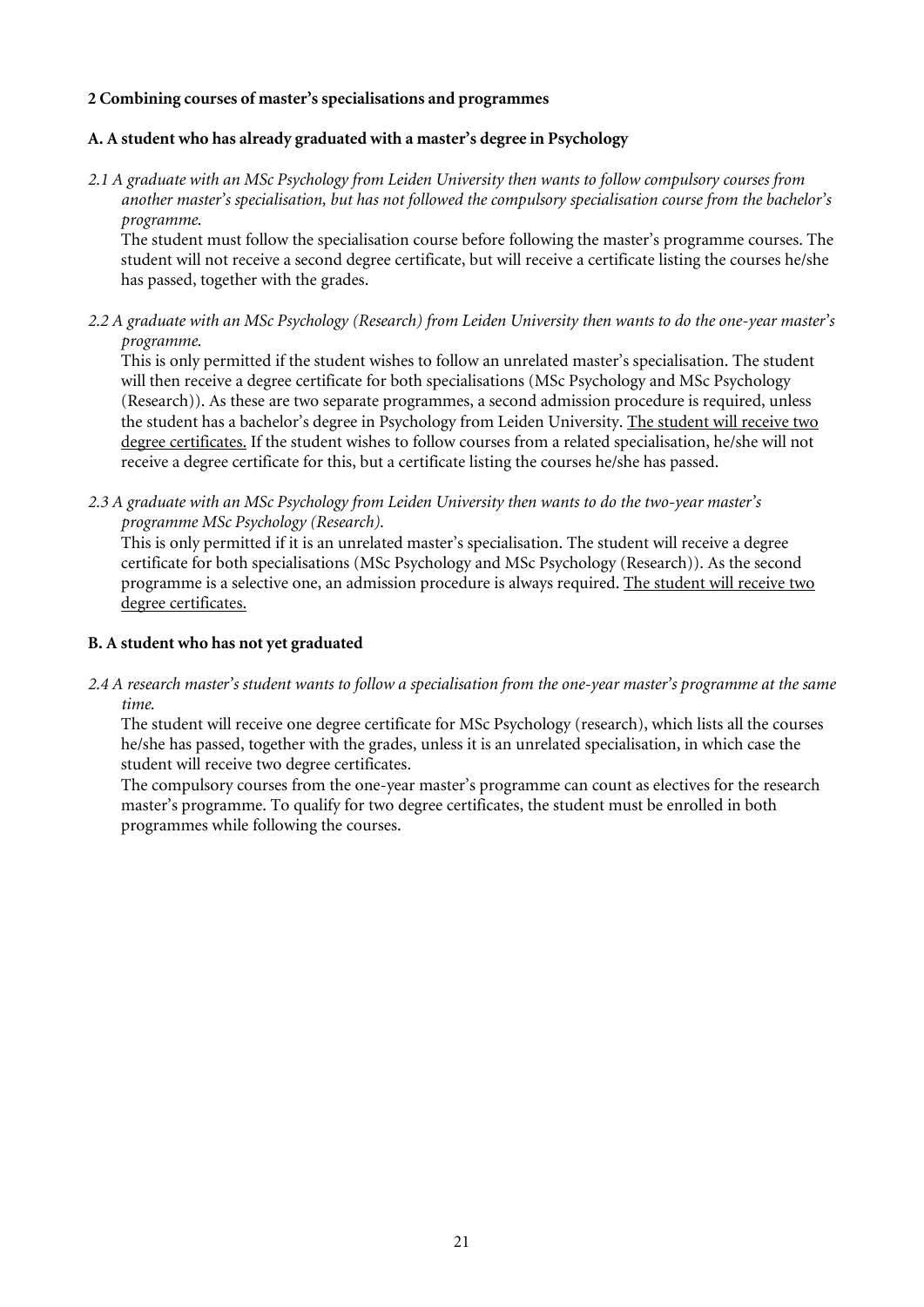## 2 Combining courses of master's specialisations and programmes

### A. A student who has already graduated with a master's degree in Psychology

*2.1 A graduate with an MSc Psychology from Leiden University then wants to follow compulsory courses from another master's specialisation, but has not followed the compulsory specialisation course from the bachelor's programme.*

The student must follow the specialisation course before following the master's programme courses. The student will not receive a second degree certificate, but will receive a certificate listing the courses he/she has passed, together with the grades.

*2.2 A graduate with an MSc Psychology (Research) from Leiden University then wants to do the one-year master's programme.*

This is only permitted if the student wishes to follow an unrelated master's specialisation. The student will then receive a degree certificate for both specialisations (MSc Psychology and MSc Psychology (Research)). As these are two separate programmes, a second admission procedure is required, unless the student has a bachelor's degree in Psychology from Leiden University. <u>The student will receive two degree certificates.</u> If the student wishes to follow courses from a related specialisation, he/she will not receive a degree certificate for this, but a certificate listing the courses he/she has passed.

*2.3 A graduate with an MSc Psychology from Leiden University then wants to do the two-year master's programme MSc Psychology (Research).*

This is only permitted if it is an unrelated master's specialisation. The student will receive a degree certificate for both specialisations (MSc Psychology and MSc Psychology (Research)). As the second programme is a selective one, an admission procedure is always required. <u>The student will receive two degree certificates.</u>

### B. A student who has not yet graduated

*2.4 A research master's student wants to follow a specialisation from the one-year master's programme at the same time.*

The student will receive one degree certificate for MSc Psychology (research), which lists all the courses he/she has passed, together with the grades, unless it is an unrelated specialisation, in which case the student will receive two degree certificates.

The compulsory courses from the one-year master's programme can count as electives for the research master's programme. To qualify for two degree certificates, the student must be enrolled in both programmes while following the courses.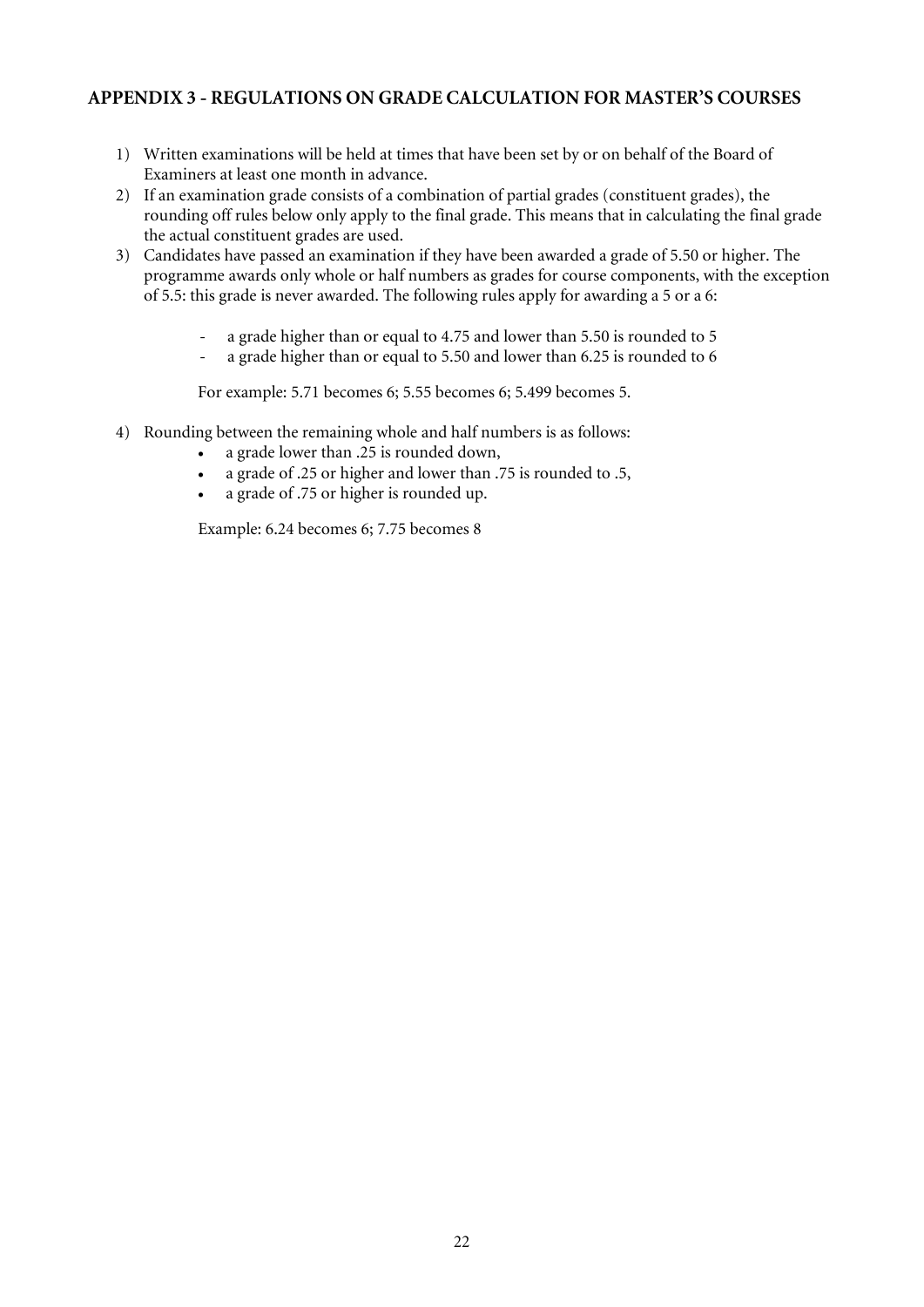## APPENDIX 3 - REGULATIONS ON GRADE CALCULATION FOR MASTER'S COURSES

1) Written examinations will be held at times that have been set by or on behalf of the Board of Examiners at least one month in advance.
2) If an examination grade consists of a combination of partial grades (constituent grades), the rounding off rules below only apply to the final grade. This means that in calculating the final grade the actual constituent grades are used.
3) Candidates have passed an examination if they have been awarded a grade of 5.50 or higher. The programme awards only whole or half numbers as grades for course components, with the exception of 5.5: this grade is never awarded. The following rules apply for awarding a 5 or a 6:

    - a grade higher than or equal to 4.75 and lower than 5.50 is rounded to 5
    - a grade higher than or equal to 5.50 and lower than 6.25 is rounded to 6

    For example: 5.71 becomes 6; 5.55 becomes 6; 5.499 becomes 5.

4) Rounding between the remaining whole and half numbers is as follows:
    - a grade lower than .25 is rounded down,
    - a grade of .25 or higher and lower than .75 is rounded to .5,
    - a grade of .75 or higher is rounded up.

    Example: 6.24 becomes 6; 7.75 becomes 8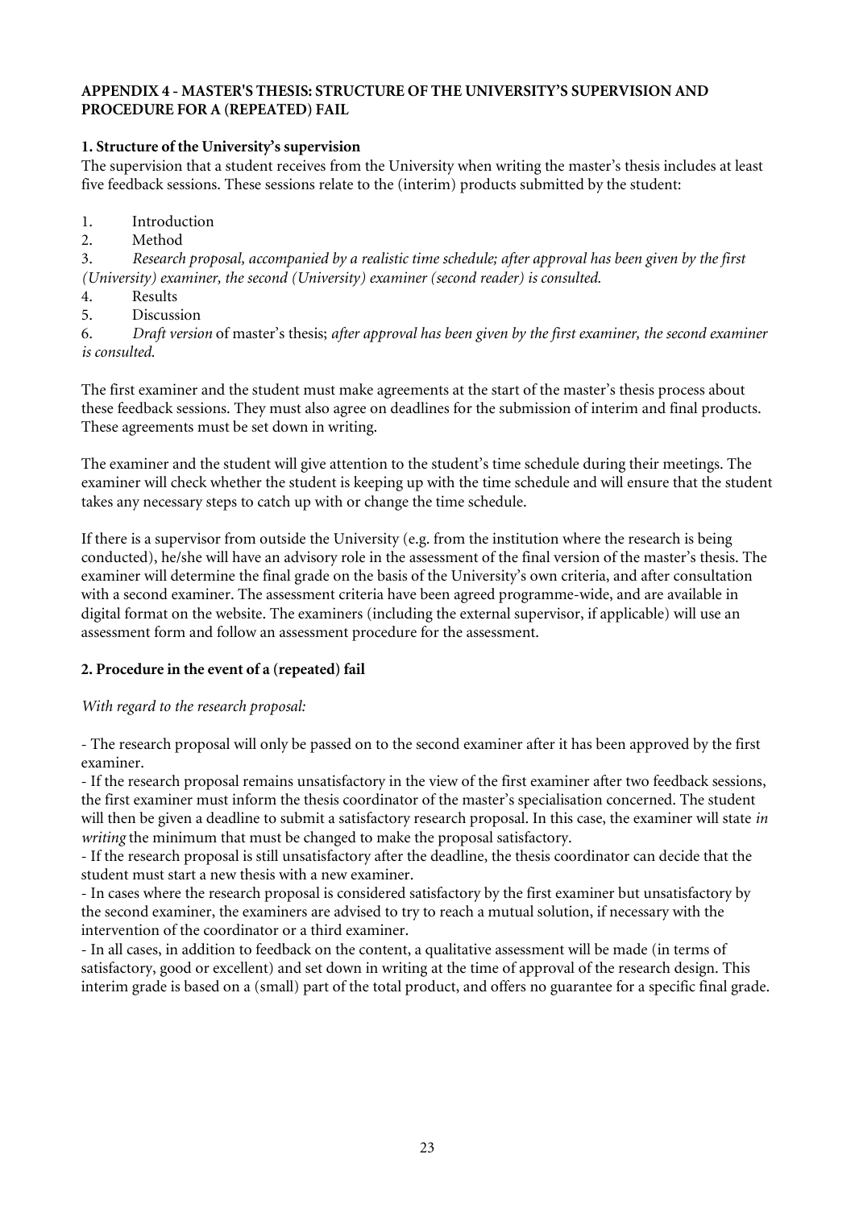## APPENDIX 4 - MASTER'S THESIS: STRUCTURE OF THE UNIVERSITY'S SUPERVISION AND PROCEDURE FOR A (REPEATED) FAIL

### 1. Structure of the University's supervision

The supervision that a student receives from the University when writing the master's thesis includes at least five feedback sessions. These sessions relate to the (interim) products submitted by the student:

1. Introduction
2. Method
3. *Research proposal, accompanied by a realistic time schedule; after approval has been given by the first (University) examiner, the second (University) examiner (second reader) is consulted.*
4. Results
5. Discussion
6. *Draft version* of master's thesis; *after approval has been given by the first examiner, the second examiner is consulted.*

The first examiner and the student must make agreements at the start of the master's thesis process about these feedback sessions. They must also agree on deadlines for the submission of interim and final products. These agreements must be set down in writing.

The examiner and the student will give attention to the student's time schedule during their meetings. The examiner will check whether the student is keeping up with the time schedule and will ensure that the student takes any necessary steps to catch up with or change the time schedule.

If there is a supervisor from outside the University (e.g. from the institution where the research is being conducted), he/she will have an advisory role in the assessment of the final version of the master's thesis. The examiner will determine the final grade on the basis of the University's own criteria, and after consultation with a second examiner. The assessment criteria have been agreed programme-wide, and are available in digital format on the website. The examiners (including the external supervisor, if applicable) will use an assessment form and follow an assessment procedure for the assessment.

### 2. Procedure in the event of a (repeated) fail

*With regard to the research proposal:*

- The research proposal will only be passed on to the second examiner after it has been approved by the first examiner.
- If the research proposal remains unsatisfactory in the view of the first examiner after two feedback sessions, the first examiner must inform the thesis coordinator of the master's specialisation concerned. The student will then be given a deadline to submit a satisfactory research proposal. In this case, the examiner will state *in writing* the minimum that must be changed to make the proposal satisfactory.
- If the research proposal is still unsatisfactory after the deadline, the thesis coordinator can decide that the student must start a new thesis with a new examiner.
- In cases where the research proposal is considered satisfactory by the first examiner but unsatisfactory by the second examiner, the examiners are advised to try to reach a mutual solution, if necessary with the intervention of the coordinator or a third examiner.
- In all cases, in addition to feedback on the content, a qualitative assessment will be made (in terms of satisfactory, good or excellent) and set down in writing at the time of approval of the research design. This interim grade is based on a (small) part of the total product, and offers no guarantee for a specific final grade.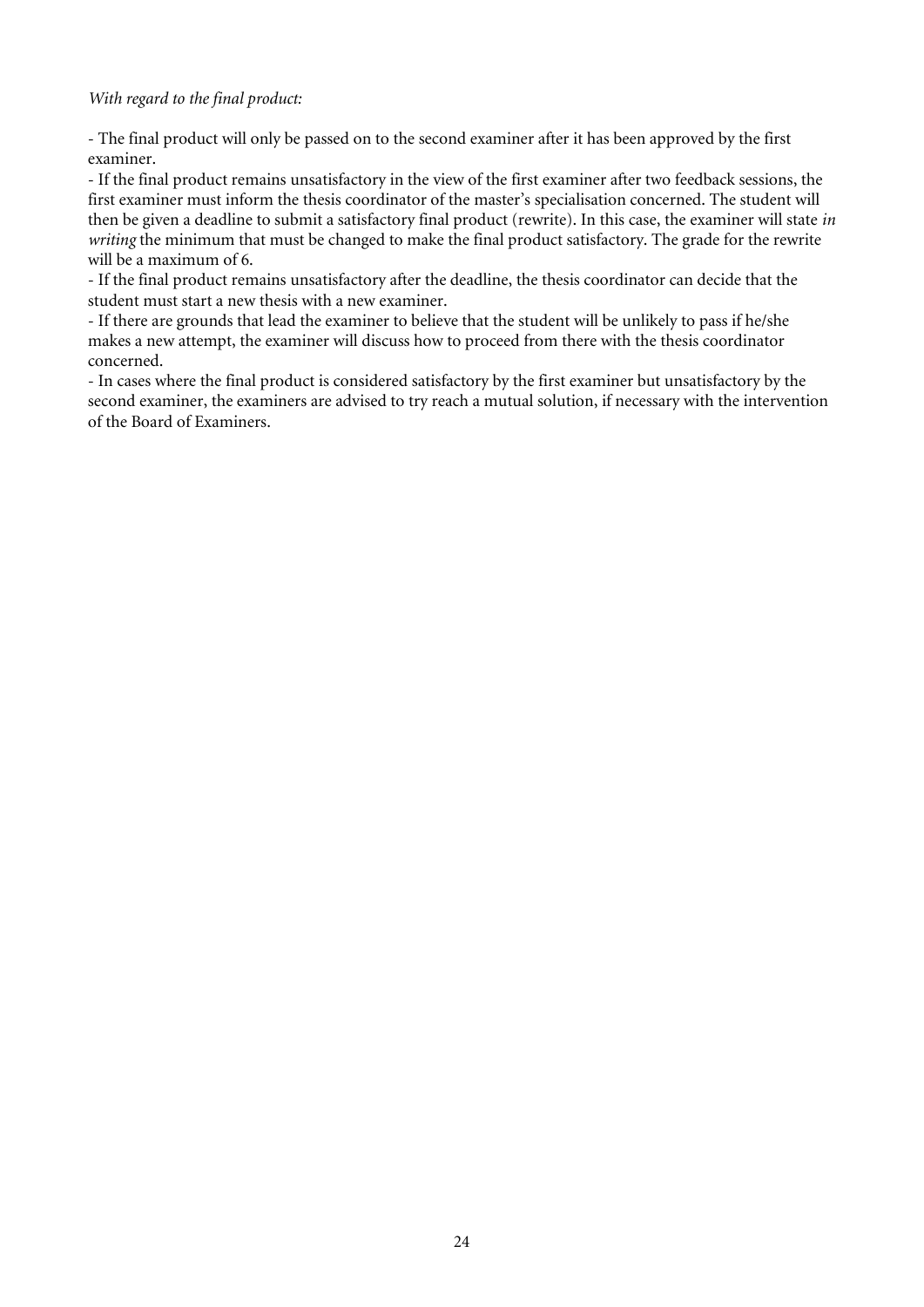*With regard to the final product:*

- The final product will only be passed on to the second examiner after it has been approved by the first examiner.
- If the final product remains unsatisfactory in the view of the first examiner after two feedback sessions, the first examiner must inform the thesis coordinator of the master's specialisation concerned. The student will then be given a deadline to submit a satisfactory final product (rewrite). In this case, the examiner will state *in writing* the minimum that must be changed to make the final product satisfactory. The grade for the rewrite will be a maximum of 6.
- If the final product remains unsatisfactory after the deadline, the thesis coordinator can decide that the student must start a new thesis with a new examiner.
- If there are grounds that lead the examiner to believe that the student will be unlikely to pass if he/she makes a new attempt, the examiner will discuss how to proceed from there with the thesis coordinator concerned.
- In cases where the final product is considered satisfactory by the first examiner but unsatisfactory by the second examiner, the examiners are advised to try reach a mutual solution, if necessary with the intervention of the Board of Examiners.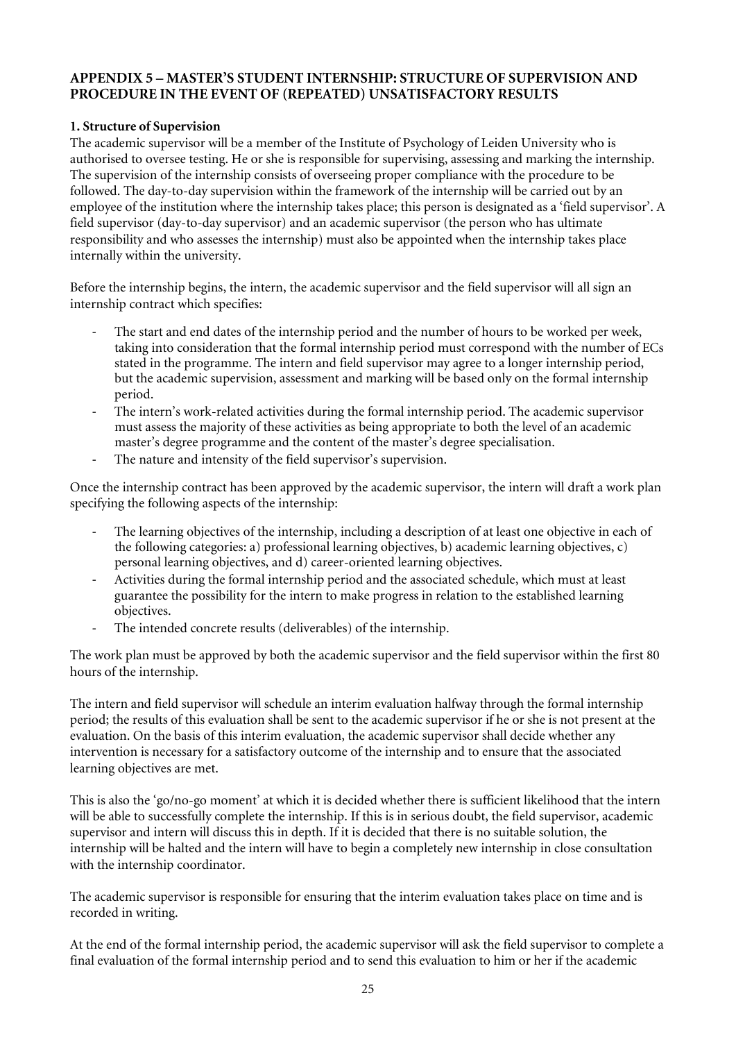## APPENDIX 5 – MASTER'S STUDENT INTERNSHIP: STRUCTURE OF SUPERVISION AND PROCEDURE IN THE EVENT OF (REPEATED) UNSATISFACTORY RESULTS

### 1. Structure of Supervision

The academic supervisor will be a member of the Institute of Psychology of Leiden University who is authorised to oversee testing. He or she is responsible for supervising, assessing and marking the internship. The supervision of the internship consists of overseeing proper compliance with the procedure to be followed. The day-to-day supervision within the framework of the internship will be carried out by an employee of the institution where the internship takes place; this person is designated as a 'field supervisor'. A field supervisor (day-to-day supervisor) and an academic supervisor (the person who has ultimate responsibility and who assesses the internship) must also be appointed when the internship takes place internally within the university.

Before the internship begins, the intern, the academic supervisor and the field supervisor will all sign an internship contract which specifies:

- The start and end dates of the internship period and the number of hours to be worked per week, taking into consideration that the formal internship period must correspond with the number of ECs stated in the programme. The intern and field supervisor may agree to a longer internship period, but the academic supervision, assessment and marking will be based only on the formal internship period.
- The intern's work-related activities during the formal internship period. The academic supervisor must assess the majority of these activities as being appropriate to both the level of an academic master's degree programme and the content of the master's degree specialisation.
- The nature and intensity of the field supervisor's supervision.

Once the internship contract has been approved by the academic supervisor, the intern will draft a work plan specifying the following aspects of the internship:

- The learning objectives of the internship, including a description of at least one objective in each of the following categories: a) professional learning objectives, b) academic learning objectives, c) personal learning objectives, and d) career-oriented learning objectives.
- Activities during the formal internship period and the associated schedule, which must at least guarantee the possibility for the intern to make progress in relation to the established learning objectives.
- The intended concrete results (deliverables) of the internship.

The work plan must be approved by both the academic supervisor and the field supervisor within the first 80 hours of the internship.

The intern and field supervisor will schedule an interim evaluation halfway through the formal internship period; the results of this evaluation shall be sent to the academic supervisor if he or she is not present at the evaluation. On the basis of this interim evaluation, the academic supervisor shall decide whether any intervention is necessary for a satisfactory outcome of the internship and to ensure that the associated learning objectives are met.

This is also the 'go/no-go moment' at which it is decided whether there is sufficient likelihood that the intern will be able to successfully complete the internship. If this is in serious doubt, the field supervisor, academic supervisor and intern will discuss this in depth. If it is decided that there is no suitable solution, the internship will be halted and the intern will have to begin a completely new internship in close consultation with the internship coordinator.

The academic supervisor is responsible for ensuring that the interim evaluation takes place on time and is recorded in writing.

At the end of the formal internship period, the academic supervisor will ask the field supervisor to complete a final evaluation of the formal internship period and to send this evaluation to him or her if the academic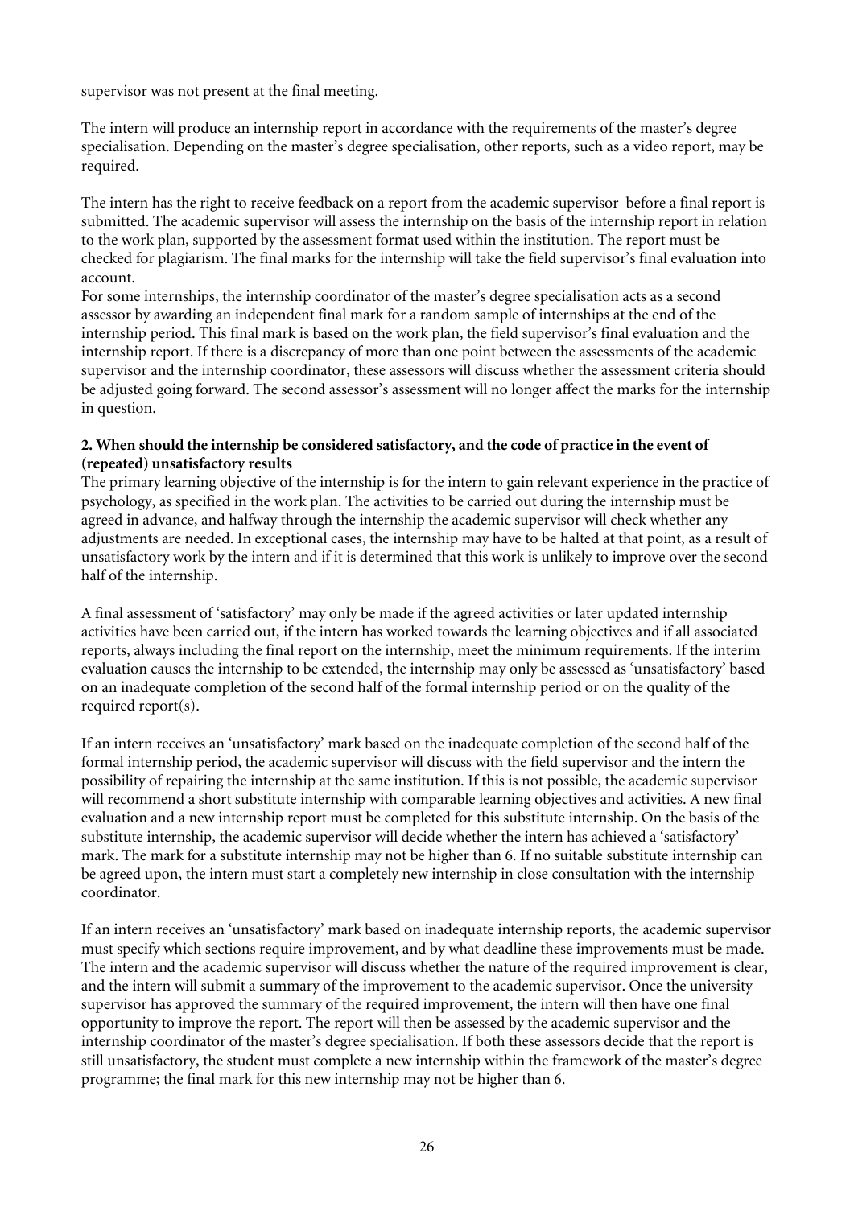supervisor was not present at the final meeting.

The intern will produce an internship report in accordance with the requirements of the master's degree specialisation. Depending on the master's degree specialisation, other reports, such as a video report, may be required.

The intern has the right to receive feedback on a report from the academic supervisor before a final report is submitted. The academic supervisor will assess the internship on the basis of the internship report in relation to the work plan, supported by the assessment format used within the institution. The report must be checked for plagiarism. The final marks for the internship will take the field supervisor's final evaluation into account.
For some internships, the internship coordinator of the master's degree specialisation acts as a second assessor by awarding an independent final mark for a random sample of internships at the end of the internship period. This final mark is based on the work plan, the field supervisor's final evaluation and the internship report. If there is a discrepancy of more than one point between the assessments of the academic supervisor and the internship coordinator, these assessors will discuss whether the assessment criteria should be adjusted going forward. The second assessor's assessment will no longer affect the marks for the internship in question.

**2. When should the internship be considered satisfactory, and the code of practice in the event of (repeated) unsatisfactory results**

The primary learning objective of the internship is for the intern to gain relevant experience in the practice of psychology, as specified in the work plan. The activities to be carried out during the internship must be agreed in advance, and halfway through the internship the academic supervisor will check whether any adjustments are needed. In exceptional cases, the internship may have to be halted at that point, as a result of unsatisfactory work by the intern and if it is determined that this work is unlikely to improve over the second half of the internship.

A final assessment of 'satisfactory' may only be made if the agreed activities or later updated internship activities have been carried out, if the intern has worked towards the learning objectives and if all associated reports, always including the final report on the internship, meet the minimum requirements. If the interim evaluation causes the internship to be extended, the internship may only be assessed as 'unsatisfactory' based on an inadequate completion of the second half of the formal internship period or on the quality of the required report(s).

If an intern receives an 'unsatisfactory' mark based on the inadequate completion of the second half of the formal internship period, the academic supervisor will discuss with the field supervisor and the intern the possibility of repairing the internship at the same institution. If this is not possible, the academic supervisor will recommend a short substitute internship with comparable learning objectives and activities. A new final evaluation and a new internship report must be completed for this substitute internship. On the basis of the substitute internship, the academic supervisor will decide whether the intern has achieved a 'satisfactory' mark. The mark for a substitute internship may not be higher than 6. If no suitable substitute internship can be agreed upon, the intern must start a completely new internship in close consultation with the internship coordinator.

If an intern receives an 'unsatisfactory' mark based on inadequate internship reports, the academic supervisor must specify which sections require improvement, and by what deadline these improvements must be made. The intern and the academic supervisor will discuss whether the nature of the required improvement is clear, and the intern will submit a summary of the improvement to the academic supervisor. Once the university supervisor has approved the summary of the required improvement, the intern will then have one final opportunity to improve the report. The report will then be assessed by the academic supervisor and the internship coordinator of the master's degree specialisation. If both these assessors decide that the report is still unsatisfactory, the student must complete a new internship within the framework of the master's degree programme; the final mark for this new internship may not be higher than 6.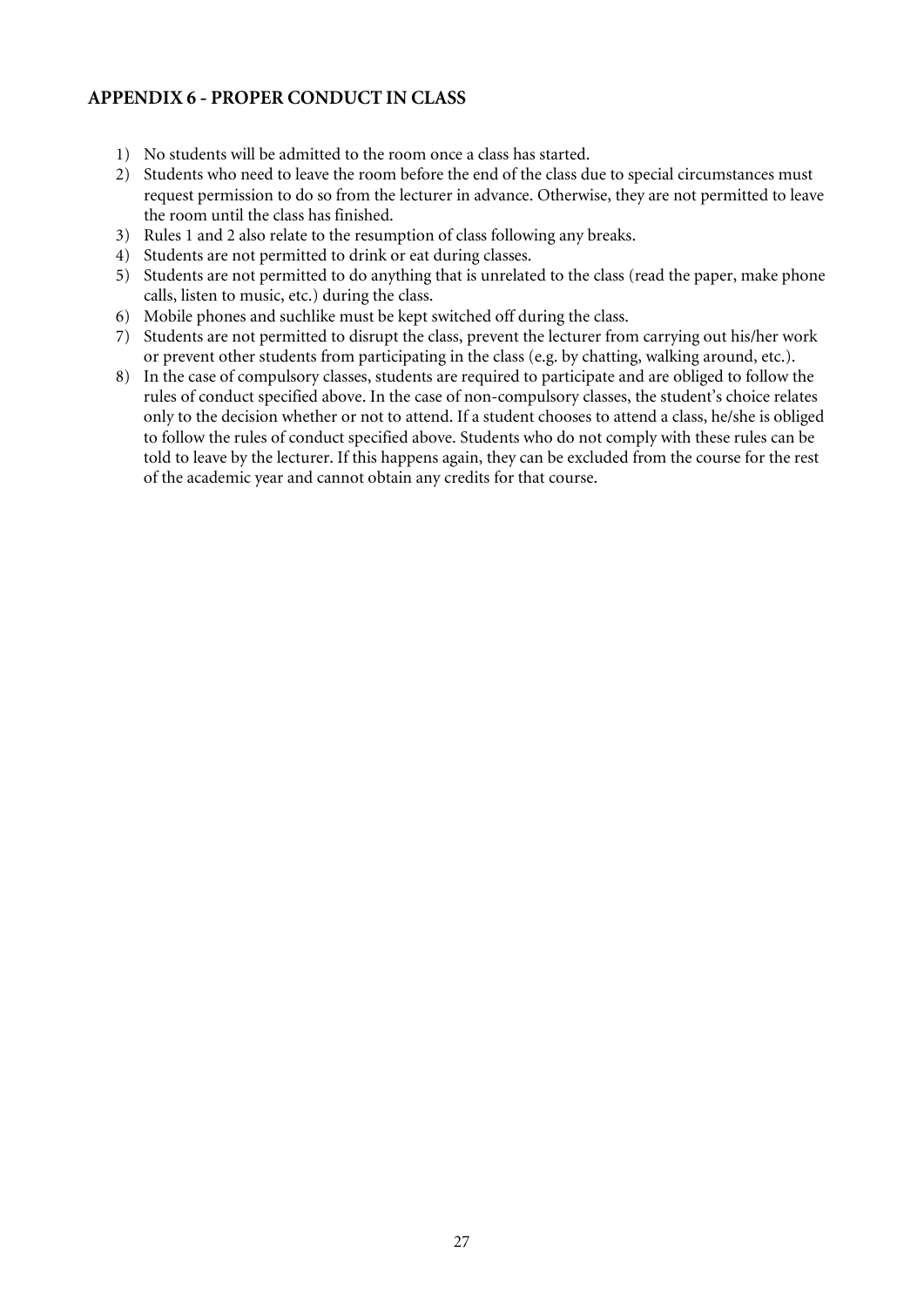## APPENDIX 6 - PROPER CONDUCT IN CLASS

1) No students will be admitted to the room once a class has started.
2) Students who need to leave the room before the end of the class due to special circumstances must request permission to do so from the lecturer in advance. Otherwise, they are not permitted to leave the room until the class has finished.
3) Rules 1 and 2 also relate to the resumption of class following any breaks.
4) Students are not permitted to drink or eat during classes.
5) Students are not permitted to do anything that is unrelated to the class (read the paper, make phone calls, listen to music, etc.) during the class.
6) Mobile phones and suchlike must be kept switched off during the class.
7) Students are not permitted to disrupt the class, prevent the lecturer from carrying out his/her work or prevent other students from participating in the class (e.g. by chatting, walking around, etc.).
8) In the case of compulsory classes, students are required to participate and are obliged to follow the rules of conduct specified above. In the case of non-compulsory classes, the student's choice relates only to the decision whether or not to attend. If a student chooses to attend a class, he/she is obliged to follow the rules of conduct specified above. Students who do not comply with these rules can be told to leave by the lecturer. If this happens again, they can be excluded from the course for the rest of the academic year and cannot obtain any credits for that course.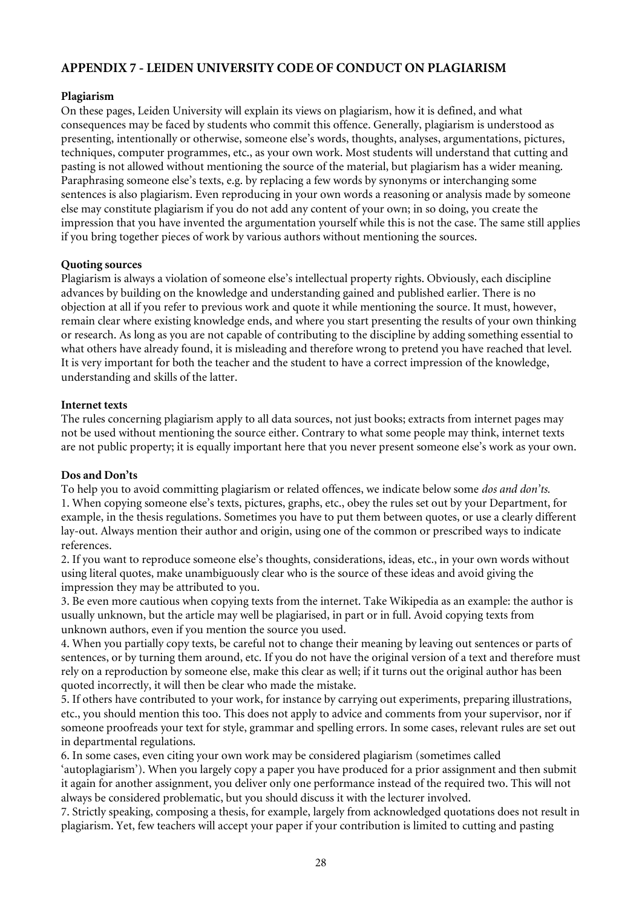## APPENDIX 7 - LEIDEN UNIVERSITY CODE OF CONDUCT ON PLAGIARISM

### Plagiarism

On these pages, Leiden University will explain its views on plagiarism, how it is defined, and what consequences may be faced by students who commit this offence. Generally, plagiarism is understood as presenting, intentionally or otherwise, someone else's words, thoughts, analyses, argumentations, pictures, techniques, computer programmes, etc., as your own work. Most students will understand that cutting and pasting is not allowed without mentioning the source of the material, but plagiarism has a wider meaning. Paraphrasing someone else's texts, e.g. by replacing a few words by synonyms or interchanging some sentences is also plagiarism. Even reproducing in your own words a reasoning or analysis made by someone else may constitute plagiarism if you do not add any content of your own; in so doing, you create the impression that you have invented the argumentation yourself while this is not the case. The same still applies if you bring together pieces of work by various authors without mentioning the sources.

### Quoting sources

Plagiarism is always a violation of someone else's intellectual property rights. Obviously, each discipline advances by building on the knowledge and understanding gained and published earlier. There is no objection at all if you refer to previous work and quote it while mentioning the source. It must, however, remain clear where existing knowledge ends, and where you start presenting the results of your own thinking or research. As long as you are not capable of contributing to the discipline by adding something essential to what others have already found, it is misleading and therefore wrong to pretend you have reached that level. It is very important for both the teacher and the student to have a correct impression of the knowledge, understanding and skills of the latter.

### Internet texts

The rules concerning plagiarism apply to all data sources, not just books; extracts from internet pages may not be used without mentioning the source either. Contrary to what some people may think, internet texts are not public property; it is equally important here that you never present someone else's work as your own.

### Dos and Don'ts

To help you to avoid committing plagiarism or related offences, we indicate below some *dos and don'ts.*

1. When copying someone else's texts, pictures, graphs, etc., obey the rules set out by your Department, for example, in the thesis regulations. Sometimes you have to put them between quotes, or use a clearly different lay-out. Always mention their author and origin, using one of the common or prescribed ways to indicate references.
2. If you want to reproduce someone else's thoughts, considerations, ideas, etc., in your own words without using literal quotes, make unambiguously clear who is the source of these ideas and avoid giving the impression they may be attributed to you.
3. Be even more cautious when copying texts from the internet. Take Wikipedia as an example: the author is usually unknown, but the article may well be plagiarised, in part or in full. Avoid copying texts from unknown authors, even if you mention the source you used.
4. When you partially copy texts, be careful not to change their meaning by leaving out sentences or parts of sentences, or by turning them around, etc. If you do not have the original version of a text and therefore must rely on a reproduction by someone else, make this clear as well; if it turns out the original author has been quoted incorrectly, it will then be clear who made the mistake.
5. If others have contributed to your work, for instance by carrying out experiments, preparing illustrations, etc., you should mention this too. This does not apply to advice and comments from your supervisor, nor if someone proofreads your text for style, grammar and spelling errors. In some cases, relevant rules are set out in departmental regulations.
6. In some cases, even citing your own work may be considered plagiarism (sometimes called 'autoplagiarism'). When you largely copy a paper you have produced for a prior assignment and then submit it again for another assignment, you deliver only one performance instead of the required two. This will not always be considered problematic, but you should discuss it with the lecturer involved.
7. Strictly speaking, composing a thesis, for example, largely from acknowledged quotations does not result in plagiarism. Yet, few teachers will accept your paper if your contribution is limited to cutting and pasting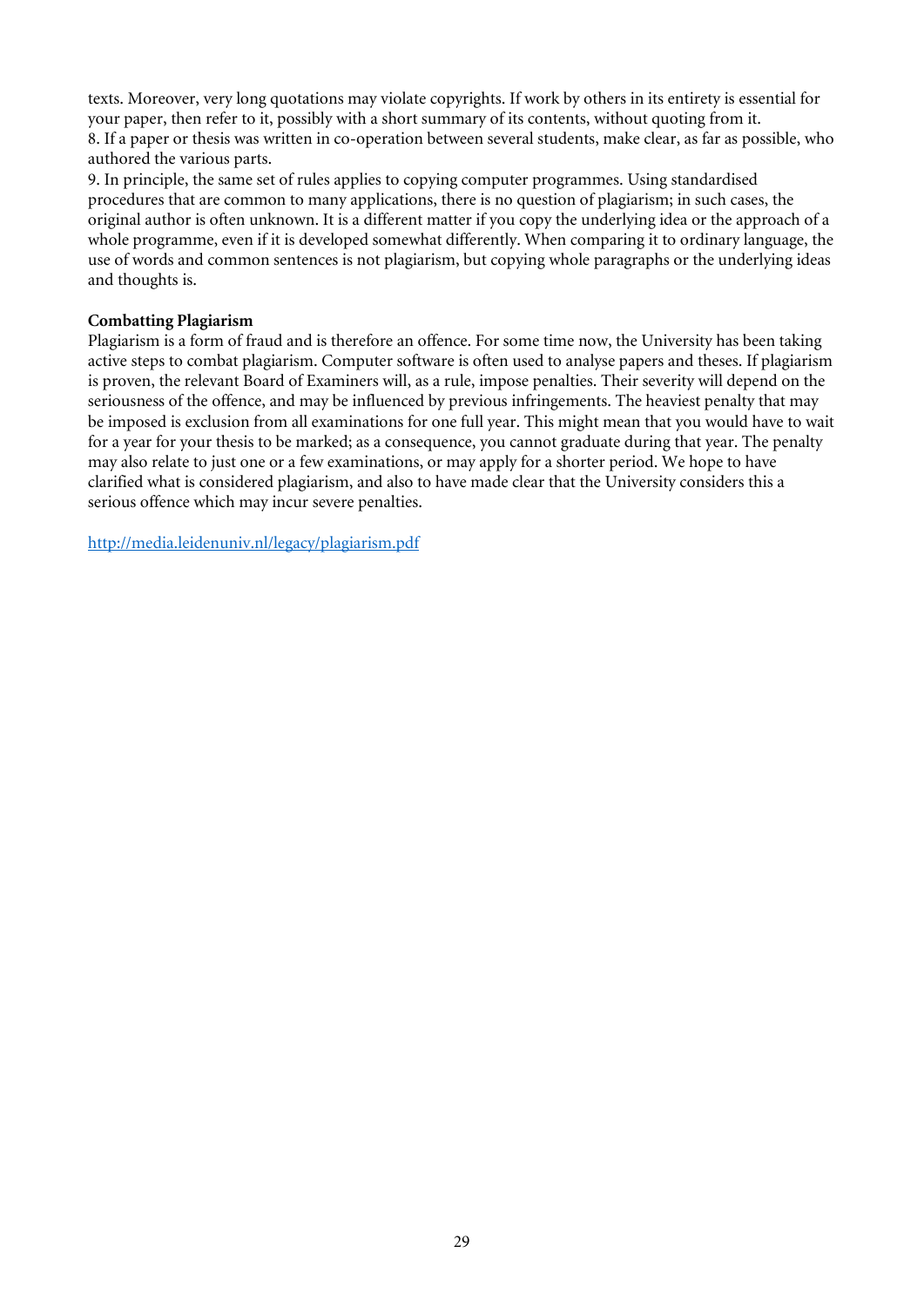texts. Moreover, very long quotations may violate copyrights. If work by others in its entirety is essential for your paper, then refer to it, possibly with a short summary of its contents, without quoting from it.

8. If a paper or thesis was written in co-operation between several students, make clear, as far as possible, who authored the various parts.

9. In principle, the same set of rules applies to copying computer programmes. Using standardised procedures that are common to many applications, there is no question of plagiarism; in such cases, the original author is often unknown. It is a different matter if you copy the underlying idea or the approach of a whole programme, even if it is developed somewhat differently. When comparing it to ordinary language, the use of words and common sentences is not plagiarism, but copying whole paragraphs or the underlying ideas and thoughts is.

**Combatting Plagiarism**

Plagiarism is a form of fraud and is therefore an offence. For some time now, the University has been taking active steps to combat plagiarism. Computer software is often used to analyse papers and theses. If plagiarism is proven, the relevant Board of Examiners will, as a rule, impose penalties. Their severity will depend on the seriousness of the offence, and may be influenced by previous infringements. The heaviest penalty that may be imposed is exclusion from all examinations for one full year. This might mean that you would have to wait for a year for your thesis to be marked; as a consequence, you cannot graduate during that year. The penalty may also relate to just one or a few examinations, or may apply for a shorter period. We hope to have clarified what is considered plagiarism, and also to have made clear that the University considers this a serious offence which may incur severe penalties.

http://media.leidenuniv.nl/legacy/plagiarism.pdf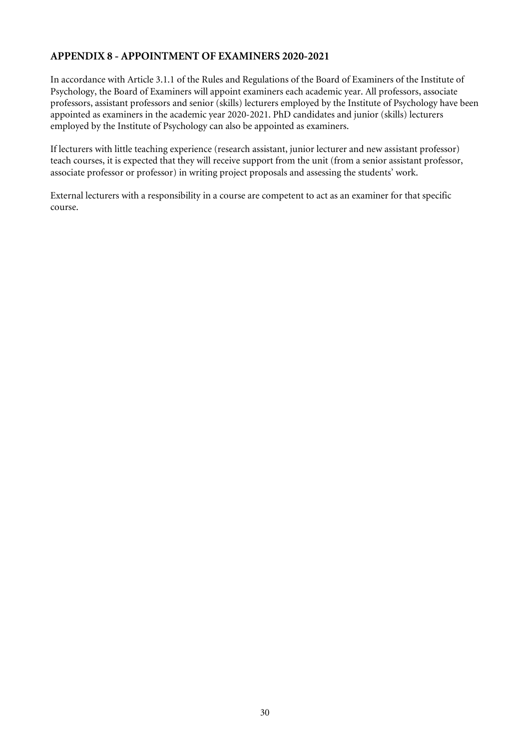## APPENDIX 8 - APPOINTMENT OF EXAMINERS 2020-2021

In accordance with Article 3.1.1 of the Rules and Regulations of the Board of Examiners of the Institute of Psychology, the Board of Examiners will appoint examiners each academic year. All professors, associate professors, assistant professors and senior (skills) lecturers employed by the Institute of Psychology have been appointed as examiners in the academic year 2020-2021. PhD candidates and junior (skills) lecturers employed by the Institute of Psychology can also be appointed as examiners.

If lecturers with little teaching experience (research assistant, junior lecturer and new assistant professor) teach courses, it is expected that they will receive support from the unit (from a senior assistant professor, associate professor or professor) in writing project proposals and assessing the students' work.

External lecturers with a responsibility in a course are competent to act as an examiner for that specific course.